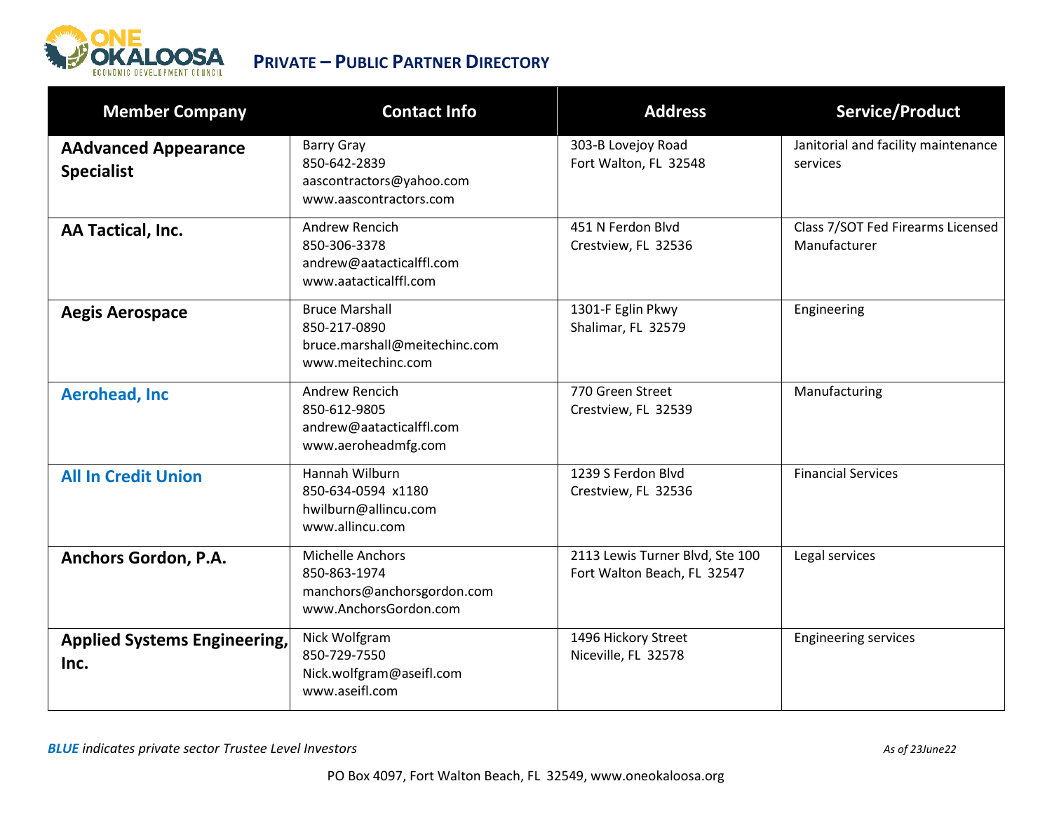# PRIVATE – PUBLIC PARTNER DIRECTORY

| Member Company | Contact Info | Address | Service/Product |
|---|---|---|---|
| **AAdvanced Appearance Specialist** | Barry Gray<br>850-642-2839<br>aascontractors@yahoo.com<br>www.aascontractors.com | 303-B Lovejoy Road<br>Fort Walton, FL 32548 | Janitorial and facility maintenance services |
| **AA Tactical, Inc.** | Andrew Rencich<br>850-306-3378<br>andrew@aatacticalffl.com<br>www.aatacticalffl.com | 451 N Ferdon Blvd<br>Crestview, FL 32536 | Class 7/SOT Fed Firearms Licensed Manufacturer |
| **Aegis Aerospace** | Bruce Marshall<br>850-217-0890<br>bruce.marshall@meitechinc.com<br>www.meitechinc.com | 1301-F Eglin Pkwy<br>Shalimar, FL 32579 | Engineering |
| **Aerohead, Inc** | Andrew Rencich<br>850-612-9805<br>andrew@aatacticalffl.com<br>www.aeroheadmfg.com | 770 Green Street<br>Crestview, FL 32539 | Manufacturing |
| **All In Credit Union** | Hannah Wilburn<br>850-634-0594 x1180<br>hwilburn@allincu.com<br>www.allincu.com | 1239 S Ferdon Blvd<br>Crestview, FL 32536 | Financial Services |
| **Anchors Gordon, P.A.** | Michelle Anchors<br>850-863-1974<br>manchors@anchorsgordon.com<br>www.AnchorsGordon.com | 2113 Lewis Turner Blvd, Ste 100<br>Fort Walton Beach, FL 32547 | Legal services |
| **Applied Systems Engineering, Inc.** | Nick Wolfgram<br>850-729-7550<br>Nick.wolfgram@aseifl.com<br>www.aseifl.com | 1496 Hickory Street<br>Niceville, FL 32578 | Engineering services |

***BLUE** indicates private sector Trustee Level Investors*

*As of 23June22*

PO Box 4097, Fort Walton Beach, FL 32549, www.oneokaloosa.org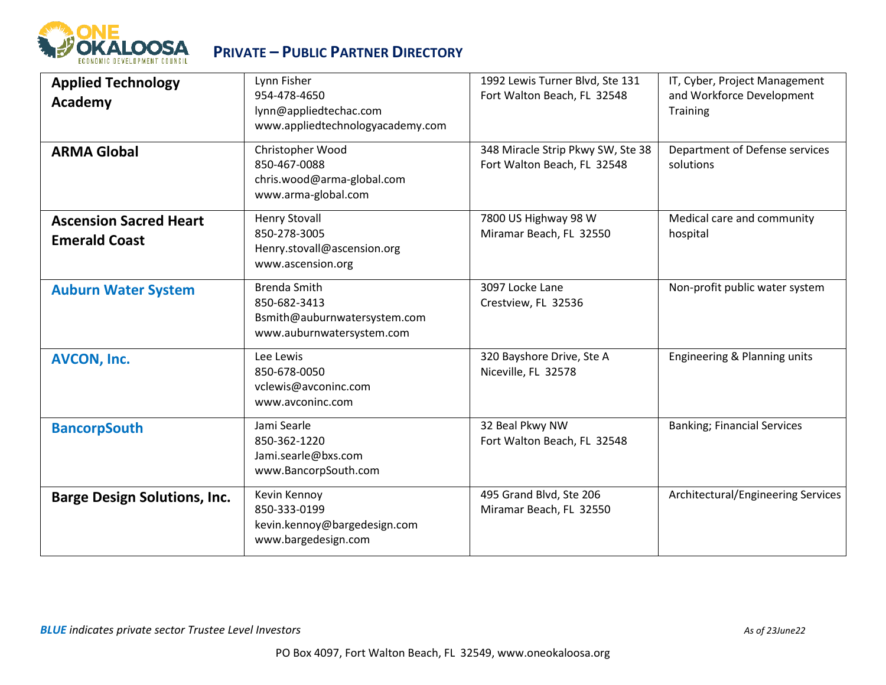## PRIVATE – PUBLIC PARTNER DIRECTORY

| | | | |
|---|---|---|---|
| **Applied Technology Academy** | Lynn Fisher<br>954-478-4650<br>lynn@appliedtechac.com<br>www.appliedtechnologyacademy.com | 1992 Lewis Turner Blvd, Ste 131<br>Fort Walton Beach, FL 32548 | IT, Cyber, Project Management and Workforce Development Training |
| **ARMA Global** | Christopher Wood<br>850-467-0088<br>chris.wood@arma-global.com<br>www.arma-global.com | 348 Miracle Strip Pkwy SW, Ste 38<br>Fort Walton Beach, FL 32548 | Department of Defense services solutions |
| **Ascension Sacred Heart Emerald Coast** | Henry Stovall<br>850-278-3005<br>Henry.stovall@ascension.org<br>www.ascension.org | 7800 US Highway 98 W<br>Miramar Beach, FL 32550 | Medical care and community hospital |
| **Auburn Water System** | Brenda Smith<br>850-682-3413<br>Bsmith@auburnwatersystem.com<br>www.auburnwatersystem.com | 3097 Locke Lane<br>Crestview, FL 32536 | Non-profit public water system |
| **AVCON, Inc.** | Lee Lewis<br>850-678-0050<br>vclewis@avconinc.com<br>www.avconinc.com | 320 Bayshore Drive, Ste A<br>Niceville, FL 32578 | Engineering & Planning units |
| **BancorpSouth** | Jami Searle<br>850-362-1220<br>Jami.searle@bxs.com<br>www.BancorpSouth.com | 32 Beal Pkwy NW<br>Fort Walton Beach, FL 32548 | Banking; Financial Services |
| **Barge Design Solutions, Inc.** | Kevin Kennoy<br>850-333-0199<br>kevin.kennoy@bargedesign.com<br>www.bargedesign.com | 495 Grand Blvd, Ste 206<br>Miramar Beach, FL 32550 | Architectural/Engineering Services |

***BLUE** indicates private sector Trustee Level Investors*

*As of 23June22*

PO Box 4097, Fort Walton Beach, FL 32549, www.oneokaloosa.org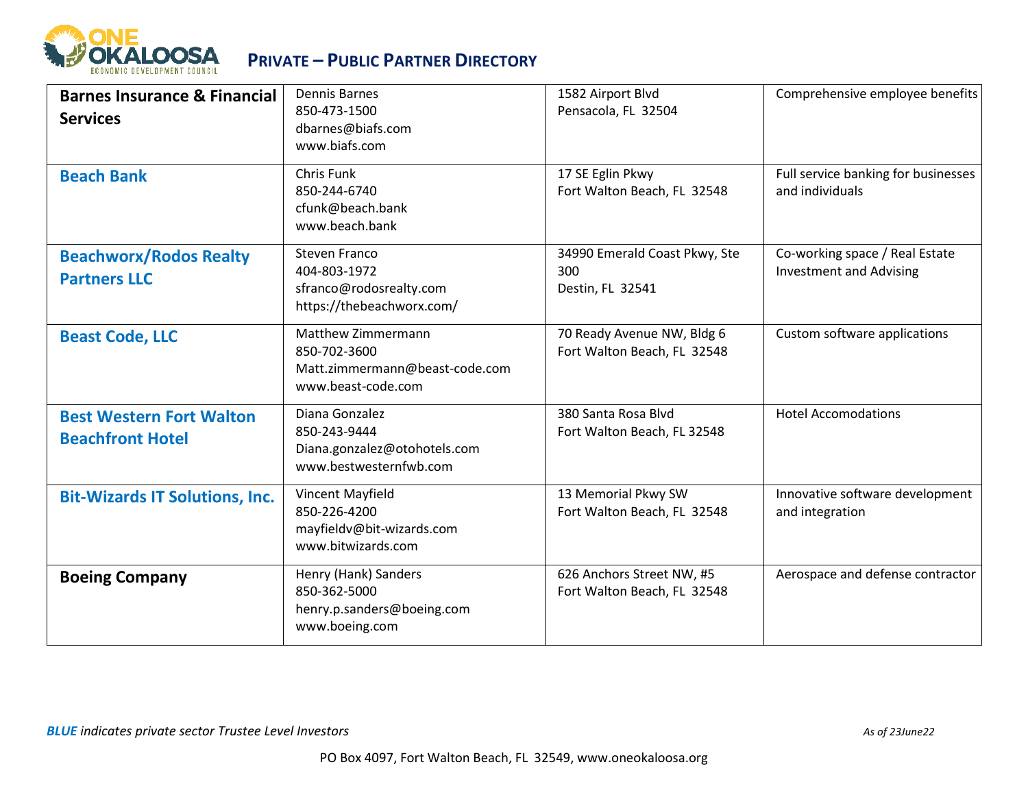## PRIVATE – PUBLIC PARTNER DIRECTORY

| Company | Contact | Address | Description |
|---|---|---|---|
| **Barnes Insurance & Financial Services** | Dennis Barnes<br>850-473-1500<br>dbarnes@biafs.com<br>www.biafs.com | 1582 Airport Blvd<br>Pensacola, FL 32504 | Comprehensive employee benefits |
| **Beach Bank** | Chris Funk<br>850-244-6740<br>cfunk@beach.bank<br>www.beach.bank | 17 SE Eglin Pkwy<br>Fort Walton Beach, FL 32548 | Full service banking for businesses and individuals |
| **Beachworx/Rodos Realty Partners LLC** | Steven Franco<br>404-803-1972<br>sfranco@rodosrealty.com<br>https://thebeachworx.com/ | 34990 Emerald Coast Pkwy, Ste 300<br>Destin, FL 32541 | Co-working space / Real Estate Investment and Advising |
| **Beast Code, LLC** | Matthew Zimmermann<br>850-702-3600<br>Matt.zimmermann@beast-code.com<br>www.beast-code.com | 70 Ready Avenue NW, Bldg 6<br>Fort Walton Beach, FL 32548 | Custom software applications |
| **Best Western Fort Walton Beachfront Hotel** | Diana Gonzalez<br>850-243-9444<br>Diana.gonzalez@otohotels.com<br>www.bestwesternfwb.com | 380 Santa Rosa Blvd<br>Fort Walton Beach, FL 32548 | Hotel Accomodations |
| **Bit-Wizards IT Solutions, Inc.** | Vincent Mayfield<br>850-226-4200<br>mayfieldv@bit-wizards.com<br>www.bitwizards.com | 13 Memorial Pkwy SW<br>Fort Walton Beach, FL 32548 | Innovative software development and integration |
| **Boeing Company** | Henry (Hank) Sanders<br>850-362-5000<br>henry.p.sanders@boeing.com<br>www.boeing.com | 626 Anchors Street NW, #5<br>Fort Walton Beach, FL 32548 | Aerospace and defense contractor |

***BLUE** indicates private sector Trustee Level Investors*

*As of 23June22*

PO Box 4097, Fort Walton Beach, FL 32549, www.oneokaloosa.org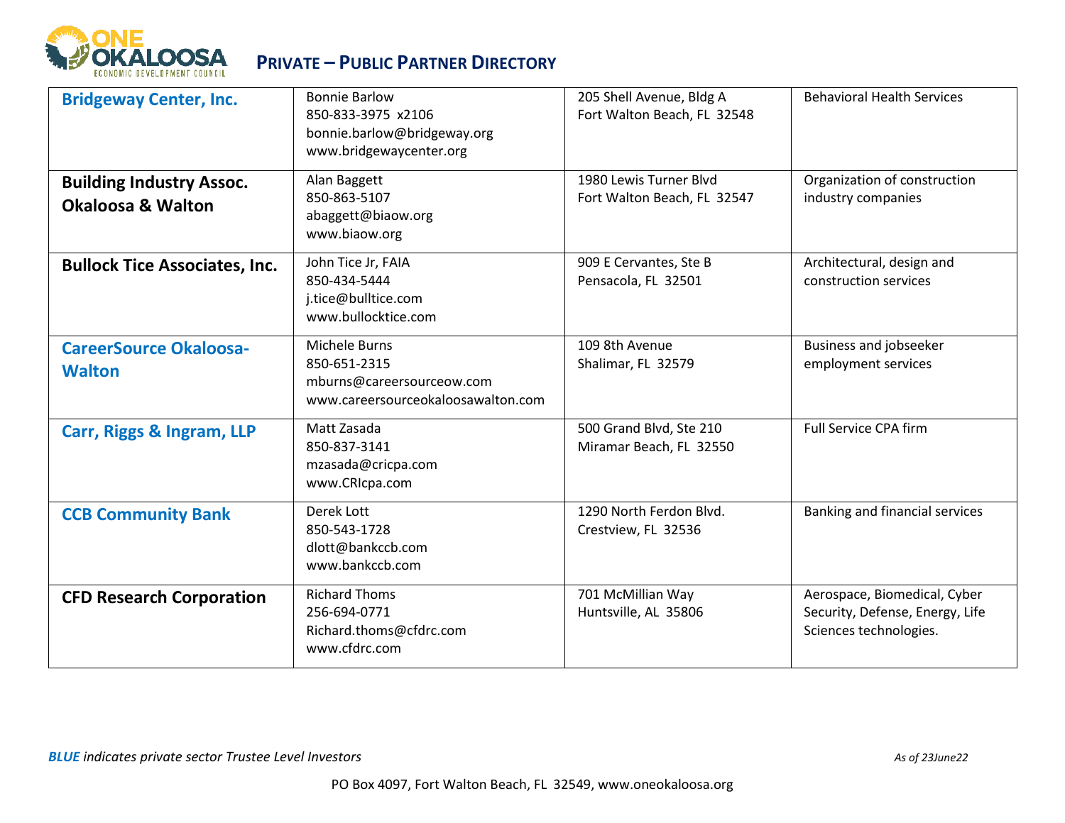## PRIVATE – PUBLIC PARTNER DIRECTORY

| Organization | Contact | Address | Description |
|---|---|---|---|
| **Bridgeway Center, Inc.** | Bonnie Barlow<br>850-833-3975 x2106<br>bonnie.barlow@bridgeway.org<br>www.bridgewaycenter.org | 205 Shell Avenue, Bldg A<br>Fort Walton Beach, FL 32548 | Behavioral Health Services |
| **Building Industry Assoc. Okaloosa & Walton** | Alan Baggett<br>850-863-5107<br>abaggett@biaow.org<br>www.biaow.org | 1980 Lewis Turner Blvd<br>Fort Walton Beach, FL 32547 | Organization of construction industry companies |
| **Bullock Tice Associates, Inc.** | John Tice Jr, FAIA<br>850-434-5444<br>j.tice@bulltice.com<br>www.bullocktice.com | 909 E Cervantes, Ste B<br>Pensacola, FL 32501 | Architectural, design and construction services |
| **CareerSource Okaloosa-Walton** | Michele Burns<br>850-651-2315<br>mburns@careersourceow.com<br>www.careersourceokaloosawalton.com | 109 8th Avenue<br>Shalimar, FL 32579 | Business and jobseeker employment services |
| **Carr, Riggs & Ingram, LLP** | Matt Zasada<br>850-837-3141<br>mzasada@cricpa.com<br>www.CRIcpa.com | 500 Grand Blvd, Ste 210<br>Miramar Beach, FL 32550 | Full Service CPA firm |
| **CCB Community Bank** | Derek Lott<br>850-543-1728<br>dlott@bankccb.com<br>www.bankccb.com | 1290 North Ferdon Blvd.<br>Crestview, FL 32536 | Banking and financial services |
| **CFD Research Corporation** | Richard Thoms<br>256-694-0771<br>Richard.thoms@cfdrc.com<br>www.cfdrc.com | 701 McMillian Way<br>Huntsville, AL 35806 | Aerospace, Biomedical, Cyber Security, Defense, Energy, Life Sciences technologies. |

***BLUE** indicates private sector Trustee Level Investors*

*As of 23June22*

PO Box 4097, Fort Walton Beach, FL 32549, www.oneokaloosa.org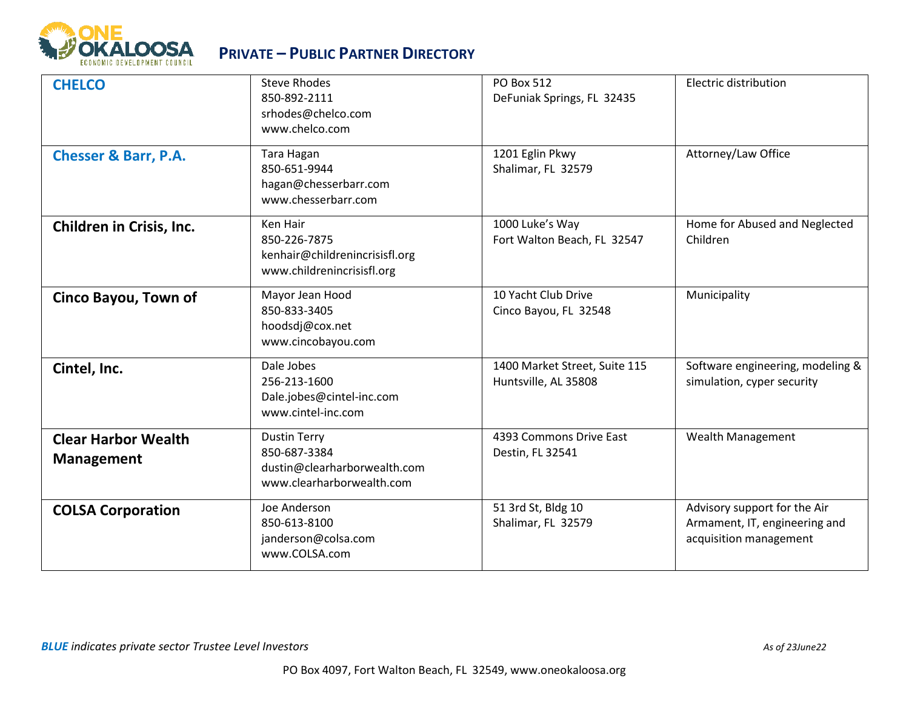## PRIVATE – PUBLIC PARTNER DIRECTORY

| | | | |
|---|---|---|---|
| **CHELCO** | Steve Rhodes<br>850-892-2111<br>srhodes@chelco.com<br>www.chelco.com | PO Box 512<br>DeFuniak Springs, FL 32435 | Electric distribution |
| **Chesser & Barr, P.A.** | Tara Hagan<br>850-651-9944<br>hagan@chesserbarr.com<br>www.chesserbarr.com | 1201 Eglin Pkwy<br>Shalimar, FL 32579 | Attorney/Law Office |
| **Children in Crisis, Inc.** | Ken Hair<br>850-226-7875<br>kenhair@childrenincrisisfl.org<br>www.childrenincrisisfl.org | 1000 Luke's Way<br>Fort Walton Beach, FL 32547 | Home for Abused and Neglected Children |
| **Cinco Bayou, Town of** | Mayor Jean Hood<br>850-833-3405<br>hoodsdj@cox.net<br>www.cincobayou.com | 10 Yacht Club Drive<br>Cinco Bayou, FL 32548 | Municipality |
| **Cintel, Inc.** | Dale Jobes<br>256-213-1600<br>Dale.jobes@cintel-inc.com<br>www.cintel-inc.com | 1400 Market Street, Suite 115<br>Huntsville, AL 35808 | Software engineering, modeling & simulation, cyper security |
| **Clear Harbor Wealth Management** | Dustin Terry<br>850-687-3384<br>dustin@clearharborwealth.com<br>www.clearharborwealth.com | 4393 Commons Drive East<br>Destin, FL 32541 | Wealth Management |
| **COLSA Corporation** | Joe Anderson<br>850-613-8100<br>janderson@colsa.com<br>www.COLSA.com | 51 3rd St, Bldg 10<br>Shalimar, FL 32579 | Advisory support for the Air Armament, IT, engineering and acquisition management |

***BLUE** indicates private sector Trustee Level Investors*

*As of 23June22*

PO Box 4097, Fort Walton Beach, FL 32549, www.oneokaloosa.org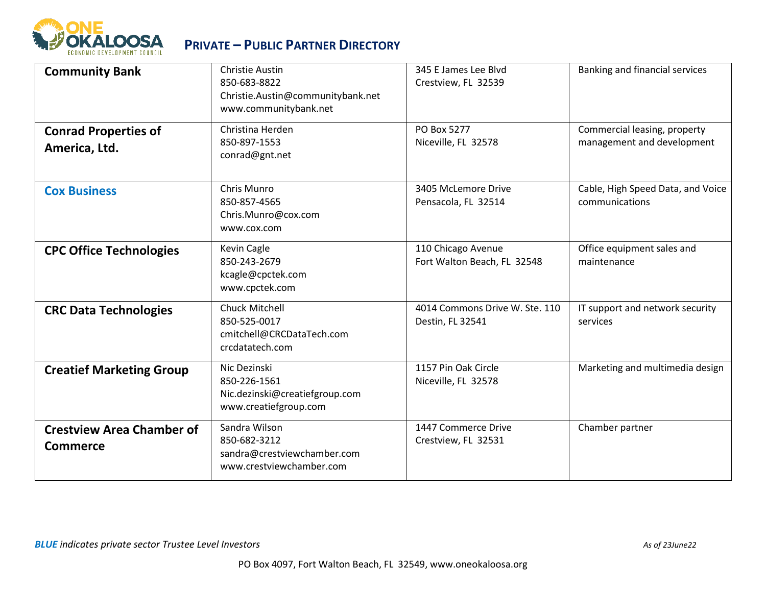## PRIVATE – PUBLIC PARTNER DIRECTORY

| Organization | Contact | Address | Services |
|---|---|---|---|
| **Community Bank** | Christie Austin<br>850-683-8822<br>Christie.Austin@communitybank.net<br>www.communitybank.net | 345 E James Lee Blvd<br>Crestview, FL 32539 | Banking and financial services |
| **Conrad Properties of America, Ltd.** | Christina Herden<br>850-897-1553<br>conrad@gnt.net | PO Box 5277<br>Niceville, FL 32578 | Commercial leasing, property management and development |
| **Cox Business** | Chris Munro<br>850-857-4565<br>Chris.Munro@cox.com<br>www.cox.com | 3405 McLemore Drive<br>Pensacola, FL 32514 | Cable, High Speed Data, and Voice communications |
| **CPC Office Technologies** | Kevin Cagle<br>850-243-2679<br>kcagle@cpctek.com<br>www.cpctek.com | 110 Chicago Avenue<br>Fort Walton Beach, FL 32548 | Office equipment sales and maintenance |
| **CRC Data Technologies** | Chuck Mitchell<br>850-525-0017<br>cmitchell@CRCDataTech.com<br>crcdatatech.com | 4014 Commons Drive W. Ste. 110<br>Destin, FL 32541 | IT support and network security services |
| **Creatief Marketing Group** | Nic Dezinski<br>850-226-1561<br>Nic.dezinski@creatiefgroup.com<br>www.creatiefgroup.com | 1157 Pin Oak Circle<br>Niceville, FL 32578 | Marketing and multimedia design |
| **Crestview Area Chamber of Commerce** | Sandra Wilson<br>850-682-3212<br>sandra@crestviewchamber.com<br>www.crestviewchamber.com | 1447 Commerce Drive<br>Crestview, FL 32531 | Chamber partner |

***BLUE** indicates private sector Trustee Level Investors*

*As of 23June22*

PO Box 4097, Fort Walton Beach, FL 32549, www.oneokaloosa.org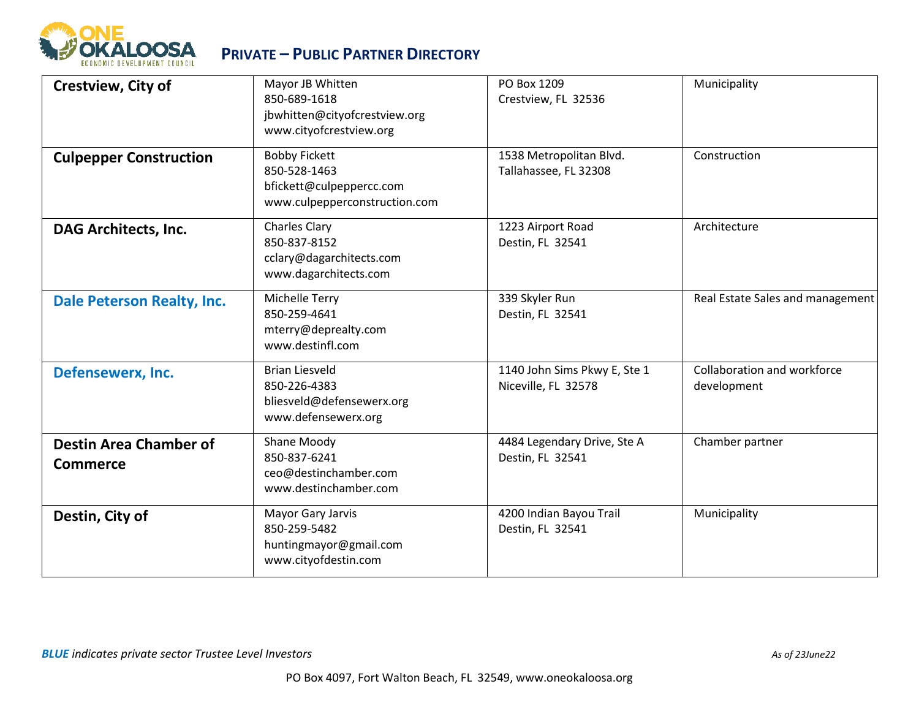## PRIVATE – PUBLIC PARTNER DIRECTORY

| Organization | Contact | Address | Category |
|---|---|---|---|
| **Crestview, City of** | Mayor JB Whitten<br>850-689-1618<br>jbwhitten@cityofcrestview.org<br>www.cityofcrestview.org | PO Box 1209<br>Crestview, FL 32536 | Municipality |
| **Culpepper Construction** | Bobby Fickett<br>850-528-1463<br>bfickett@culpeppercc.com<br>www.culpepperconstruction.com | 1538 Metropolitan Blvd.<br>Tallahassee, FL 32308 | Construction |
| **DAG Architects, Inc.** | Charles Clary<br>850-837-8152<br>cclary@dagarchitects.com<br>www.dagarchitects.com | 1223 Airport Road<br>Destin, FL 32541 | Architecture |
| **Dale Peterson Realty, Inc.** | Michelle Terry<br>850-259-4641<br>mterry@deprealty.com<br>www.destinfl.com | 339 Skyler Run<br>Destin, FL 32541 | Real Estate Sales and management |
| **Defensewerx, Inc.** | Brian Liesveld<br>850-226-4383<br>bliesveld@defensewerx.org<br>www.defensewerx.org | 1140 John Sims Pkwy E, Ste 1<br>Niceville, FL 32578 | Collaboration and workforce development |
| **Destin Area Chamber of Commerce** | Shane Moody<br>850-837-6241<br>ceo@destinchamber.com<br>www.destinchamber.com | 4484 Legendary Drive, Ste A<br>Destin, FL 32541 | Chamber partner |
| **Destin, City of** | Mayor Gary Jarvis<br>850-259-5482<br>huntingmayor@gmail.com<br>www.cityofdestin.com | 4200 Indian Bayou Trail<br>Destin, FL 32541 | Municipality |

***BLUE** indicates private sector Trustee Level Investors*

*As of 23June22*

PO Box 4097, Fort Walton Beach, FL 32549, www.oneokaloosa.org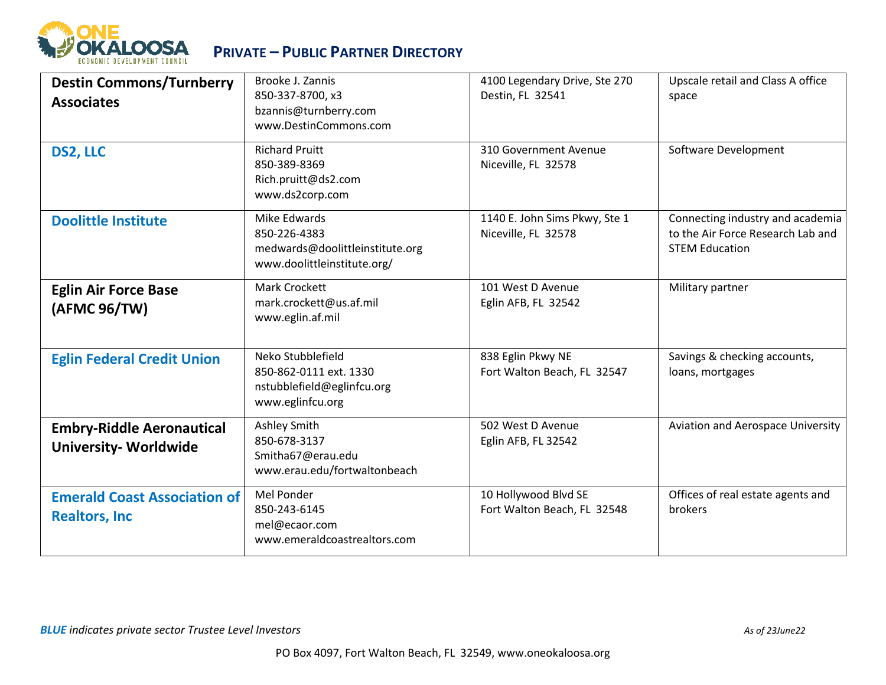# PRIVATE – PUBLIC PARTNER DIRECTORY

| Organization | Contact | Address | Description |
|---|---|---|---|
| **Destin Commons/Turnberry Associates** | Brooke J. Zannis<br>850-337-8700, x3<br>bzannis@turnberry.com<br>www.DestinCommons.com | 4100 Legendary Drive, Ste 270<br>Destin, FL 32541 | Upscale retail and Class A office space |
| **DS2, LLC** | Richard Pruitt<br>850-389-8369<br>Rich.pruitt@ds2.com<br>www.ds2corp.com | 310 Government Avenue<br>Niceville, FL 32578 | Software Development |
| **Doolittle Institute** | Mike Edwards<br>850-226-4383<br>medwards@doolittleinstitute.org<br>www.doolittleinstitute.org/ | 1140 E. John Sims Pkwy, Ste 1<br>Niceville, FL 32578 | Connecting industry and academia to the Air Force Research Lab and STEM Education |
| **Eglin Air Force Base (AFMC 96/TW)** | Mark Crockett<br>mark.crockett@us.af.mil<br>www.eglin.af.mil | 101 West D Avenue<br>Eglin AFB, FL 32542 | Military partner |
| **Eglin Federal Credit Union** | Neko Stubblefield<br>850-862-0111 ext. 1330<br>nstubblefield@eglinfcu.org<br>www.eglinfcu.org | 838 Eglin Pkwy NE<br>Fort Walton Beach, FL 32547 | Savings & checking accounts, loans, mortgages |
| **Embry-Riddle Aeronautical University- Worldwide** | Ashley Smith<br>850-678-3137<br>Smitha67@erau.edu<br>www.erau.edu/fortwaltonbeach | 502 West D Avenue<br>Eglin AFB, FL 32542 | Aviation and Aerospace University |
| **Emerald Coast Association of Realtors, Inc** | Mel Ponder<br>850-243-6145<br>mel@ecaor.com<br>www.emeraldcoastrealtors.com | 10 Hollywood Blvd SE<br>Fort Walton Beach, FL 32548 | Offices of real estate agents and brokers |

***BLUE** indicates private sector Trustee Level Investors*

*As of 23June22*

PO Box 4097, Fort Walton Beach, FL 32549, www.oneokaloosa.org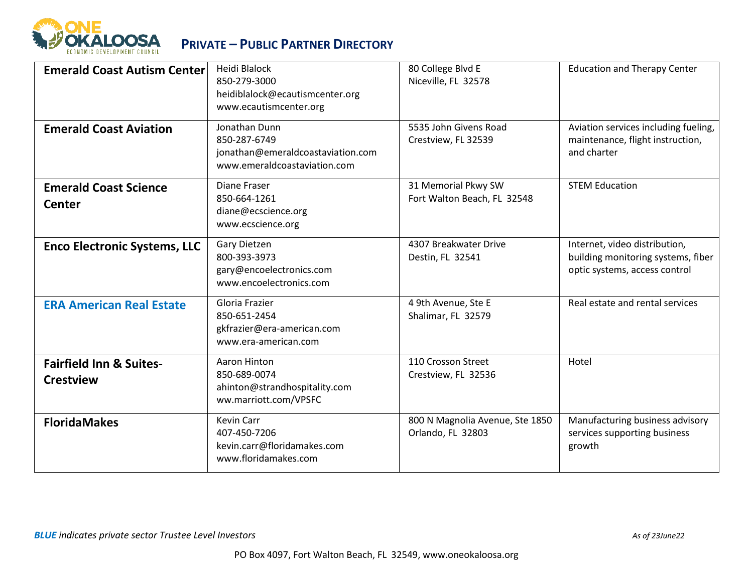# PRIVATE – PUBLIC PARTNER DIRECTORY

| | | | |
|---|---|---|---|
| **Emerald Coast Autism Center** | Heidi Blalock<br>850-279-3000<br>heidiblalock@ecautismcenter.org<br>www.ecautismcenter.org | 80 College Blvd E<br>Niceville, FL 32578 | Education and Therapy Center |
| **Emerald Coast Aviation** | Jonathan Dunn<br>850-287-6749<br>jonathan@emeraldcoastaviation.com<br>www.emeraldcoastaviation.com | 5535 John Givens Road<br>Crestview, FL 32539 | Aviation services including fueling, maintenance, flight instruction, and charter |
| **Emerald Coast Science Center** | Diane Fraser<br>850-664-1261<br>diane@ecscience.org<br>www.ecscience.org | 31 Memorial Pkwy SW<br>Fort Walton Beach, FL 32548 | STEM Education |
| **Enco Electronic Systems, LLC** | Gary Dietzen<br>800-393-3973<br>gary@encoelectronics.com<br>www.encoelectronics.com | 4307 Breakwater Drive<br>Destin, FL 32541 | Internet, video distribution, building monitoring systems, fiber optic systems, access control |
| **ERA American Real Estate** | Gloria Frazier<br>850-651-2454<br>gkfrazier@era-american.com<br>www.era-american.com | 4 9th Avenue, Ste E<br>Shalimar, FL 32579 | Real estate and rental services |
| **Fairfield Inn & Suites-Crestview** | Aaron Hinton<br>850-689-0074<br>ahinton@strandhospitality.com<br>ww.marriott.com/VPSFC | 110 Crosson Street<br>Crestview, FL 32536 | Hotel |
| **FloridaMakes** | Kevin Carr<br>407-450-7206<br>kevin.carr@floridamakes.com<br>www.floridamakes.com | 800 N Magnolia Avenue, Ste 1850<br>Orlando, FL 32803 | Manufacturing business advisory services supporting business growth |

***BLUE** indicates private sector Trustee Level Investors*

*As of 23June22*

PO Box 4097, Fort Walton Beach, FL 32549, www.oneokaloosa.org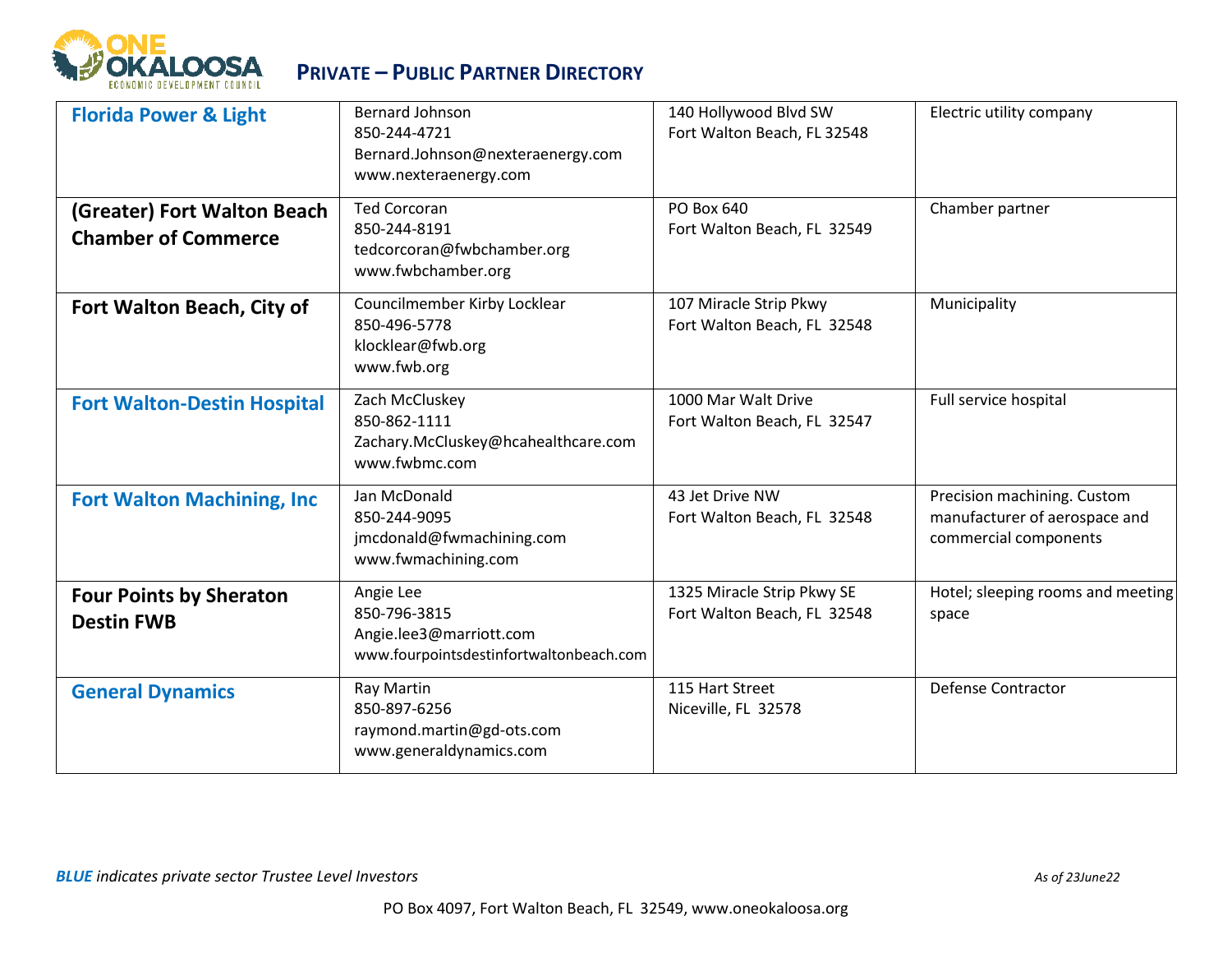## PRIVATE – PUBLIC PARTNER DIRECTORY

| | | | |
|---|---|---|---|
| **Florida Power & Light** | Bernard Johnson<br>850-244-4721<br>Bernard.Johnson@nexteraenergy.com<br>www.nexteraenergy.com | 140 Hollywood Blvd SW<br>Fort Walton Beach, FL 32548 | Electric utility company |
| **(Greater) Fort Walton Beach Chamber of Commerce** | Ted Corcoran<br>850-244-8191<br>tedcorcoran@fwbchamber.org<br>www.fwbchamber.org | PO Box 640<br>Fort Walton Beach, FL 32549 | Chamber partner |
| **Fort Walton Beach, City of** | Councilmember Kirby Locklear<br>850-496-5778<br>klocklear@fwb.org<br>www.fwb.org | 107 Miracle Strip Pkwy<br>Fort Walton Beach, FL 32548 | Municipality |
| **Fort Walton-Destin Hospital** | Zach McCluskey<br>850-862-1111<br>Zachary.McCluskey@hcahealthcare.com<br>www.fwbmc.com | 1000 Mar Walt Drive<br>Fort Walton Beach, FL 32547 | Full service hospital |
| **Fort Walton Machining, Inc** | Jan McDonald<br>850-244-9095<br>jmcdonald@fwmachining.com<br>www.fwmachining.com | 43 Jet Drive NW<br>Fort Walton Beach, FL 32548 | Precision machining. Custom manufacturer of aerospace and commercial components |
| **Four Points by Sheraton Destin FWB** | Angie Lee<br>850-796-3815<br>Angie.lee3@marriott.com<br>www.fourpointsdestinfortwaltonbeach.com | 1325 Miracle Strip Pkwy SE<br>Fort Walton Beach, FL 32548 | Hotel; sleeping rooms and meeting space |
| **General Dynamics** | Ray Martin<br>850-897-6256<br>raymond.martin@gd-ots.com<br>www.generaldynamics.com | 115 Hart Street<br>Niceville, FL 32578 | Defense Contractor |

***BLUE*** *indicates private sector Trustee Level Investors* — *As of 23June22*

PO Box 4097, Fort Walton Beach, FL 32549, www.oneokaloosa.org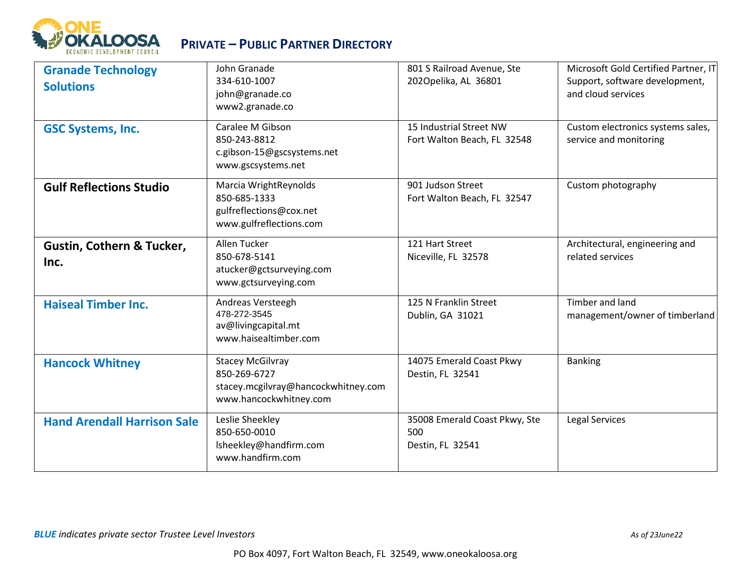# PRIVATE – PUBLIC PARTNER DIRECTORY

| | | | |
|---|---|---|---|
| **Granade Technology Solutions** | John Granade<br>334-610-1007<br>john@granade.co<br>www2.granade.co | 801 S Railroad Avenue, Ste 202Opelika, AL 36801 | Microsoft Gold Certified Partner, IT Support, software development, and cloud services |
| **GSC Systems, Inc.** | Caralee M Gibson<br>850-243-8812<br>c.gibson-15@gscsystems.net<br>www.gscsystems.net | 15 Industrial Street NW<br>Fort Walton Beach, FL 32548 | Custom electronics systems sales, service and monitoring |
| **Gulf Reflections Studio** | Marcia WrightReynolds<br>850-685-1333<br>gulfreflections@cox.net<br>www.gulfreflections.com | 901 Judson Street<br>Fort Walton Beach, FL 32547 | Custom photography |
| **Gustin, Cothern & Tucker, Inc.** | Allen Tucker<br>850-678-5141<br>atucker@gctsurveying.com<br>www.gctsurveying.com | 121 Hart Street<br>Niceville, FL 32578 | Architectural, engineering and related services |
| **Haiseal Timber Inc.** | Andreas Versteegh<br>478-272-3545<br>av@livingcapital.mt<br>www.haisealtimber.com | 125 N Franklin Street<br>Dublin, GA 31021 | Timber and land management/owner of timberland |
| **Hancock Whitney** | Stacey McGilvray<br>850-269-6727<br>stacey.mcgilvray@hancockwhitney.com<br>www.hancockwhitney.com | 14075 Emerald Coast Pkwy<br>Destin, FL 32541 | Banking |
| **Hand Arendall Harrison Sale** | Leslie Sheekley<br>850-650-0010<br>lsheekley@handfirm.com<br>www.handfirm.com | 35008 Emerald Coast Pkwy, Ste 500<br>Destin, FL 32541 | Legal Services |

***BLUE** indicates private sector Trustee Level Investors*

*As of 23June22*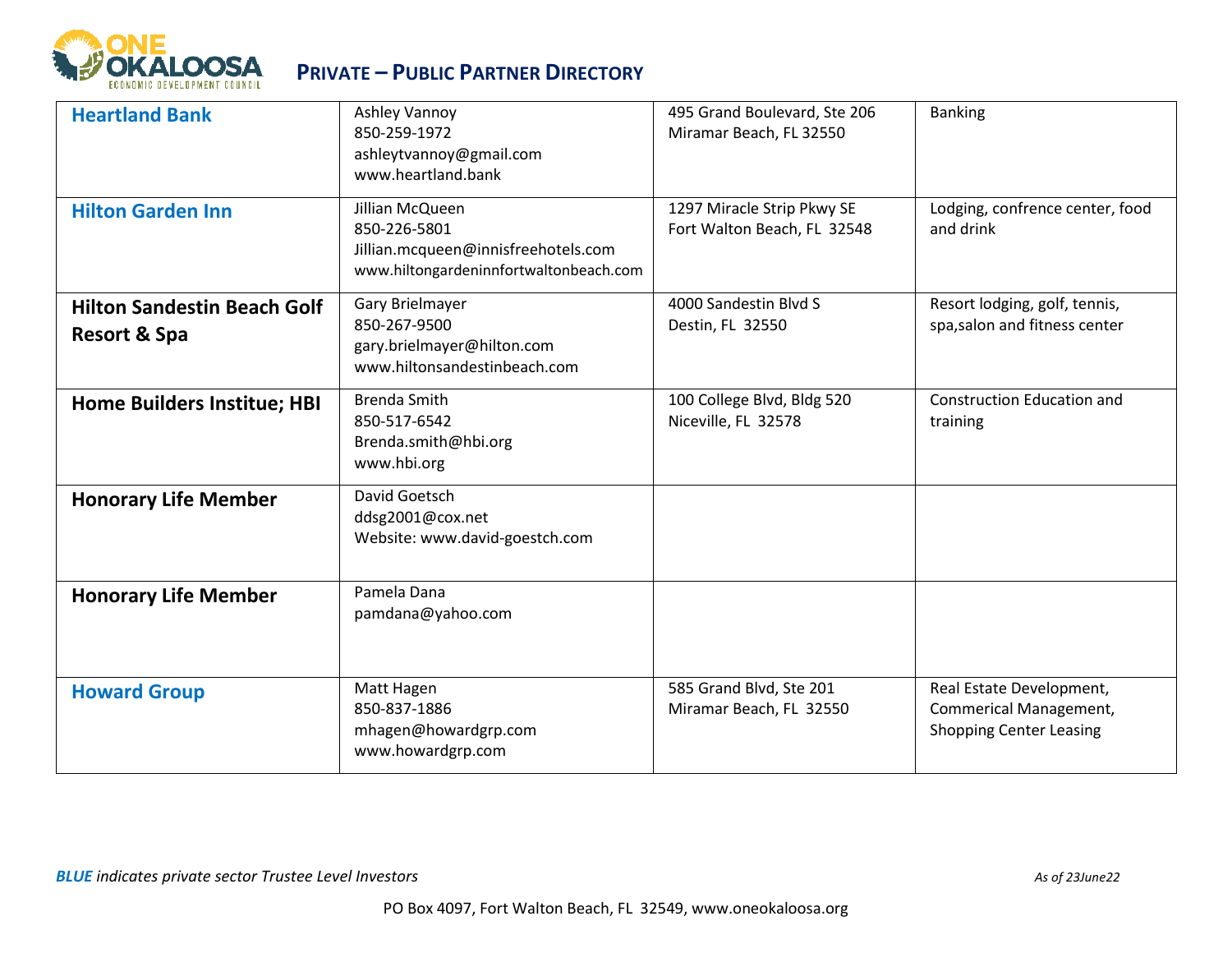## PRIVATE – PUBLIC PARTNER DIRECTORY

| Partner | Contact | Address | Services |
|---|---|---|---|
| **Heartland Bank** | Ashley Vannoy<br>850-259-1972<br>ashleytvannoy@gmail.com<br>www.heartland.bank | 495 Grand Boulevard, Ste 206<br>Miramar Beach, FL 32550 | Banking |
| **Hilton Garden Inn** | Jillian McQueen<br>850-226-5801<br>Jillian.mcqueen@innisfreehotels.com<br>www.hiltongardeninnfortwaltonbeach.com | 1297 Miracle Strip Pkwy SE<br>Fort Walton Beach, FL 32548 | Lodging, confrence center, food and drink |
| **Hilton Sandestin Beach Golf Resort & Spa** | Gary Brielmayer<br>850-267-9500<br>gary.brielmayer@hilton.com<br>www.hiltonsandestinbeach.com | 4000 Sandestin Blvd S<br>Destin, FL 32550 | Resort lodging, golf, tennis, spa,salon and fitness center |
| **Home Builders Institue; HBI** | Brenda Smith<br>850-517-6542<br>Brenda.smith@hbi.org<br>www.hbi.org | 100 College Blvd, Bldg 520<br>Niceville, FL 32578 | Construction Education and training |
| **Honorary Life Member** | David Goetsch<br>ddsg2001@cox.net<br>Website: www.david-goestch.com | | |
| **Honorary Life Member** | Pamela Dana<br>pamdana@yahoo.com | | |
| **Howard Group** | Matt Hagen<br>850-837-1886<br>mhagen@howardgrp.com<br>www.howardgrp.com | 585 Grand Blvd, Ste 201<br>Miramar Beach, FL 32550 | Real Estate Development, Commerical Management, Shopping Center Leasing |

***BLUE** indicates private sector Trustee Level Investors*

*As of 23June22*

PO Box 4097, Fort Walton Beach, FL 32549, www.oneokaloosa.org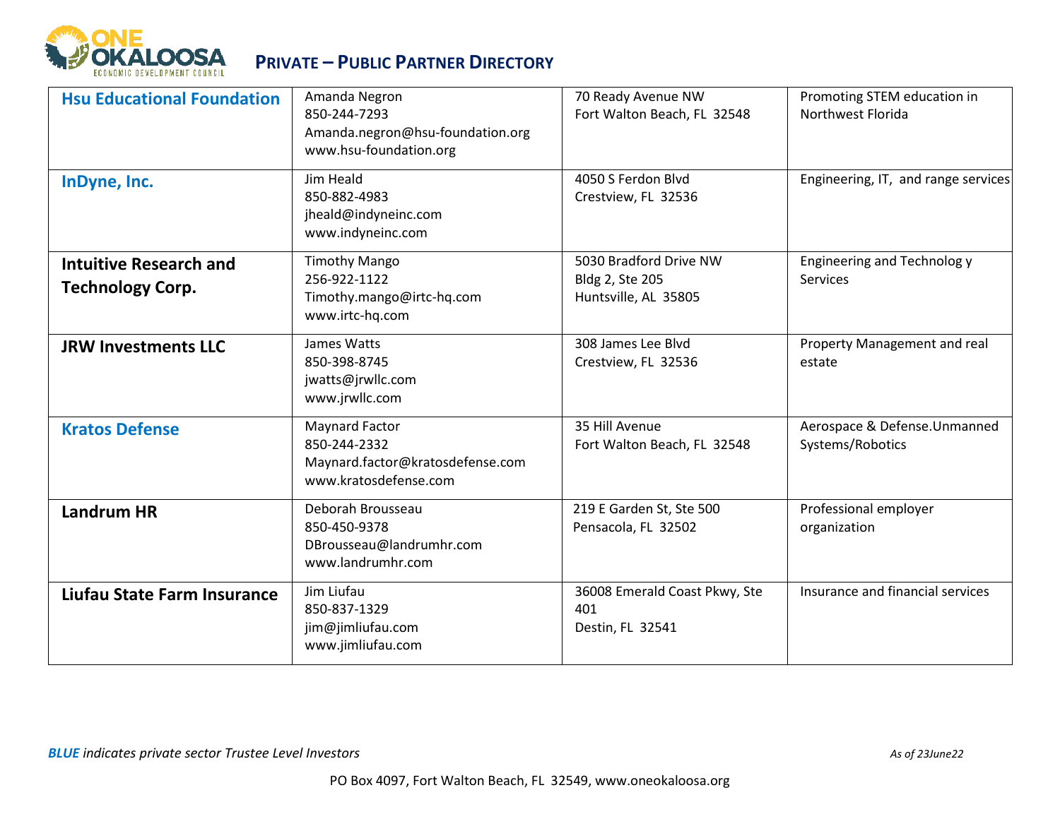## PRIVATE – PUBLIC PARTNER DIRECTORY

| Organization | Contact | Address | Description |
|---|---|---|---|
| **Hsu Educational Foundation** | Amanda Negron<br>850-244-7293<br>Amanda.negron@hsu-foundation.org<br>www.hsu-foundation.org | 70 Ready Avenue NW<br>Fort Walton Beach, FL 32548 | Promoting STEM education in Northwest Florida |
| **InDyne, Inc.** | Jim Heald<br>850-882-4983<br>jheald@indyneinc.com<br>www.indyneinc.com | 4050 S Ferdon Blvd<br>Crestview, FL 32536 | Engineering, IT, and range services |
| **Intuitive Research and Technology Corp.** | Timothy Mango<br>256-922-1122<br>Timothy.mango@irtc-hq.com<br>www.irtc-hq.com | 5030 Bradford Drive NW<br>Bldg 2, Ste 205<br>Huntsville, AL 35805 | Engineering and Technolog y Services |
| **JRW Investments LLC** | James Watts<br>850-398-8745<br>jwatts@jrwllc.com<br>www.jrwllc.com | 308 James Lee Blvd<br>Crestview, FL 32536 | Property Management and real estate |
| **Kratos Defense** | Maynard Factor<br>850-244-2332<br>Maynard.factor@kratosdefense.com<br>www.kratosdefense.com | 35 Hill Avenue<br>Fort Walton Beach, FL 32548 | Aerospace & Defense.Unmanned Systems/Robotics |
| **Landrum HR** | Deborah Brousseau<br>850-450-9378<br>DBrousseau@landrumhr.com<br>www.landrumhr.com | 219 E Garden St, Ste 500<br>Pensacola, FL 32502 | Professional employer organization |
| **Liufau State Farm Insurance** | Jim Liufau<br>850-837-1329<br>jim@jimliufau.com<br>www.jimliufau.com | 36008 Emerald Coast Pkwy, Ste 401<br>Destin, FL 32541 | Insurance and financial services |

***BLUE** indicates private sector Trustee Level Investors*

*As of 23June22*

PO Box 4097, Fort Walton Beach, FL 32549, www.oneokaloosa.org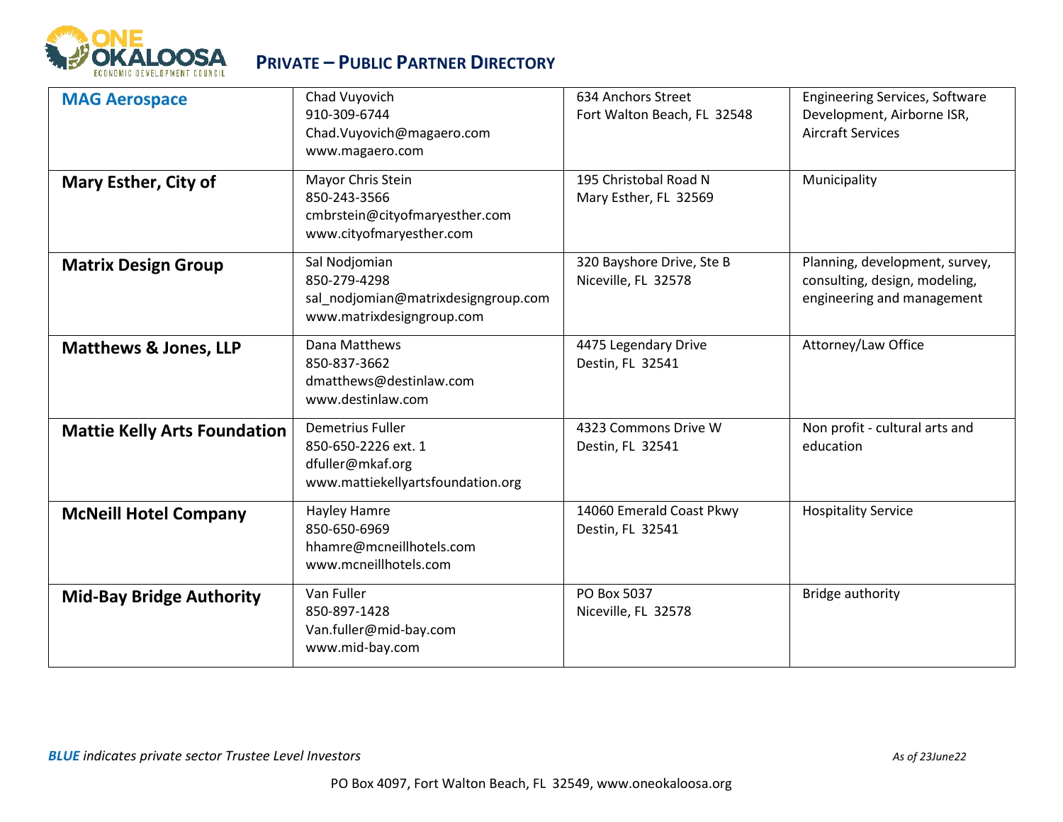# PRIVATE – PUBLIC PARTNER DIRECTORY

| | | | |
|---|---|---|---|
| **MAG Aerospace** | Chad Vuyovich<br>910-309-6744<br>Chad.Vuyovich@magaero.com<br>www.magaero.com | 634 Anchors Street<br>Fort Walton Beach, FL 32548 | Engineering Services, Software Development, Airborne ISR, Aircraft Services |
| **Mary Esther, City of** | Mayor Chris Stein<br>850-243-3566<br>cmbrstein@cityofmaryesther.com<br>www.cityofmaryesther.com | 195 Christobal Road N<br>Mary Esther, FL 32569 | Municipality |
| **Matrix Design Group** | Sal Nodjomian<br>850-279-4298<br>sal_nodjomian@matrixdesigngroup.com<br>www.matrixdesigngroup.com | 320 Bayshore Drive, Ste B<br>Niceville, FL 32578 | Planning, development, survey, consulting, design, modeling, engineering and management |
| **Matthews & Jones, LLP** | Dana Matthews<br>850-837-3662<br>dmatthews@destinlaw.com<br>www.destinlaw.com | 4475 Legendary Drive<br>Destin, FL 32541 | Attorney/Law Office |
| **Mattie Kelly Arts Foundation** | Demetrius Fuller<br>850-650-2226 ext. 1<br>dfuller@mkaf.org<br>www.mattiekellyartsfoundation.org | 4323 Commons Drive W<br>Destin, FL 32541 | Non profit - cultural arts and education |
| **McNeill Hotel Company** | Hayley Hamre<br>850-650-6969<br>hhamre@mcneillhotels.com<br>www.mcneillhotels.com | 14060 Emerald Coast Pkwy<br>Destin, FL 32541 | Hospitality Service |
| **Mid-Bay Bridge Authority** | Van Fuller<br>850-897-1428<br>Van.fuller@mid-bay.com<br>www.mid-bay.com | PO Box 5037<br>Niceville, FL 32578 | Bridge authority |

***BLUE** indicates private sector Trustee Level Investors*

*As of 23June22*

PO Box 4097, Fort Walton Beach, FL 32549, www.oneokaloosa.org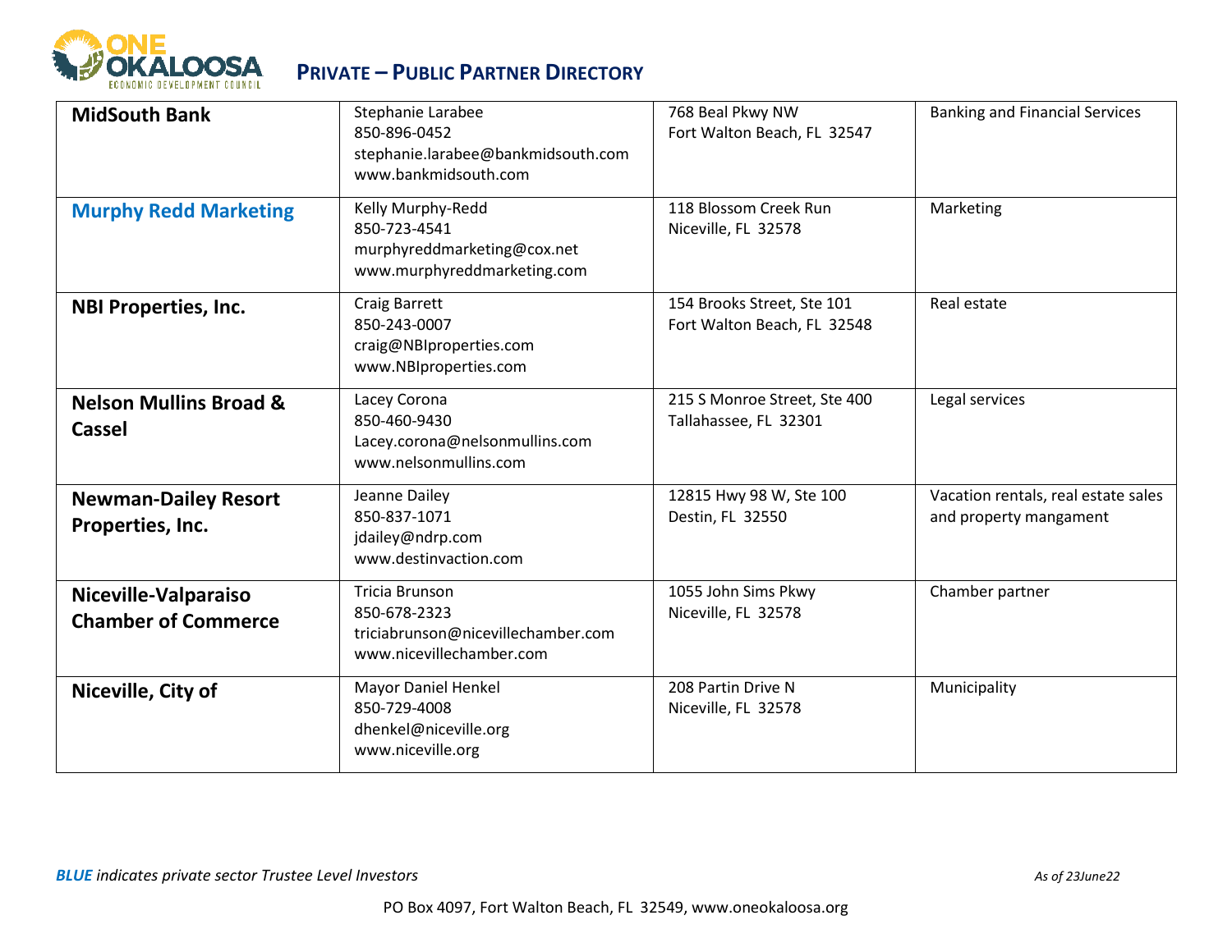# PRIVATE – PUBLIC PARTNER DIRECTORY

| Partner | Contact | Address | Category |
|---|---|---|---|
| **MidSouth Bank** | Stephanie Larabee<br>850-896-0452<br>stephanie.larabee@bankmidsouth.com<br>www.bankmidsouth.com | 768 Beal Pkwy NW<br>Fort Walton Beach, FL 32547 | Banking and Financial Services |
| **Murphy Redd Marketing** | Kelly Murphy-Redd<br>850-723-4541<br>murphyreddmarketing@cox.net<br>www.murphyreddmarketing.com | 118 Blossom Creek Run<br>Niceville, FL 32578 | Marketing |
| **NBI Properties, Inc.** | Craig Barrett<br>850-243-0007<br>craig@NBIproperties.com<br>www.NBIproperties.com | 154 Brooks Street, Ste 101<br>Fort Walton Beach, FL 32548 | Real estate |
| **Nelson Mullins Broad & Cassel** | Lacey Corona<br>850-460-9430<br>Lacey.corona@nelsonmullins.com<br>www.nelsonmullins.com | 215 S Monroe Street, Ste 400<br>Tallahassee, FL 32301 | Legal services |
| **Newman-Dailey Resort Properties, Inc.** | Jeanne Dailey<br>850-837-1071<br>jdailey@ndrp.com<br>www.destinvaction.com | 12815 Hwy 98 W, Ste 100<br>Destin, FL 32550 | Vacation rentals, real estate sales and property mangament |
| **Niceville-Valparaiso Chamber of Commerce** | Tricia Brunson<br>850-678-2323<br>triciabrunson@nicevillechamber.com<br>www.nicevillechamber.com | 1055 John Sims Pkwy<br>Niceville, FL 32578 | Chamber partner |
| **Niceville, City of** | Mayor Daniel Henkel<br>850-729-4008<br>dhenkel@niceville.org<br>www.niceville.org | 208 Partin Drive N<br>Niceville, FL 32578 | Municipality |

***BLUE** indicates private sector Trustee Level Investors*

*As of 23June22*

PO Box 4097, Fort Walton Beach, FL 32549, www.oneokaloosa.org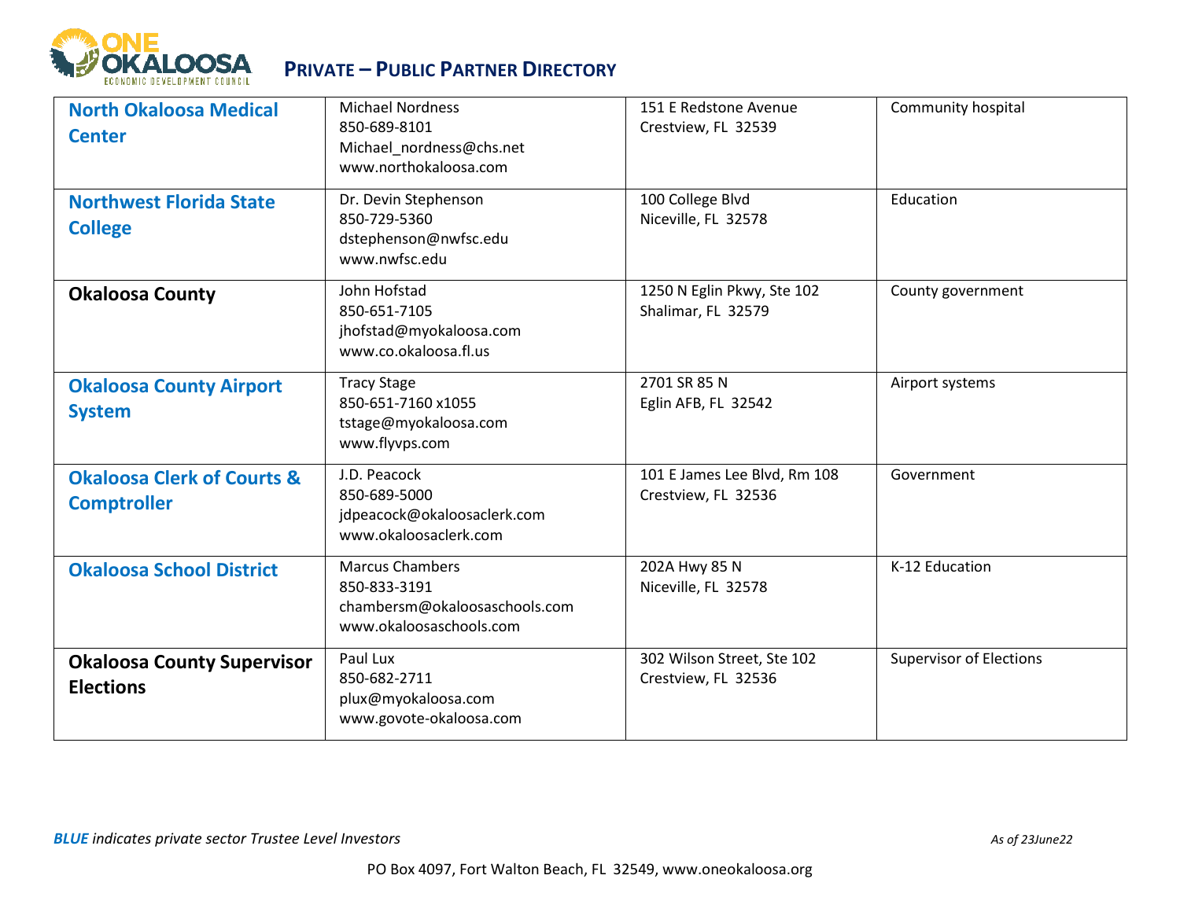# PRIVATE – PUBLIC PARTNER DIRECTORY

| | | | |
|---|---|---|---|
| **North Okaloosa Medical Center** | Michael Nordness<br>850-689-8101<br>Michael_nordness@chs.net<br>www.northokaloosa.com | 151 E Redstone Avenue<br>Crestview, FL 32539 | Community hospital |
| **Northwest Florida State College** | Dr. Devin Stephenson<br>850-729-5360<br>dstephenson@nwfsc.edu<br>www.nwfsc.edu | 100 College Blvd<br>Niceville, FL 32578 | Education |
| **Okaloosa County** | John Hofstad<br>850-651-7105<br>jhofstad@myokaloosa.com<br>www.co.okaloosa.fl.us | 1250 N Eglin Pkwy, Ste 102<br>Shalimar, FL 32579 | County government |
| **Okaloosa County Airport System** | Tracy Stage<br>850-651-7160 x1055<br>tstage@myokaloosa.com<br>www.flyvps.com | 2701 SR 85 N<br>Eglin AFB, FL 32542 | Airport systems |
| **Okaloosa Clerk of Courts & Comptroller** | J.D. Peacock<br>850-689-5000<br>jdpeacock@okaloosaclerk.com<br>www.okaloosaclerk.com | 101 E James Lee Blvd, Rm 108<br>Crestview, FL 32536 | Government |
| **Okaloosa School District** | Marcus Chambers<br>850-833-3191<br>chambersm@okaloosaschools.com<br>www.okaloosaschools.com | 202A Hwy 85 N<br>Niceville, FL 32578 | K-12 Education |
| **Okaloosa County Supervisor Elections** | Paul Lux<br>850-682-2711<br>plux@myokaloosa.com<br>www.govote-okaloosa.com | 302 Wilson Street, Ste 102<br>Crestview, FL 32536 | Supervisor of Elections |

***BLUE** indicates private sector Trustee Level Investors*

*As of 23June22*

PO Box 4097, Fort Walton Beach, FL 32549, www.oneokaloosa.org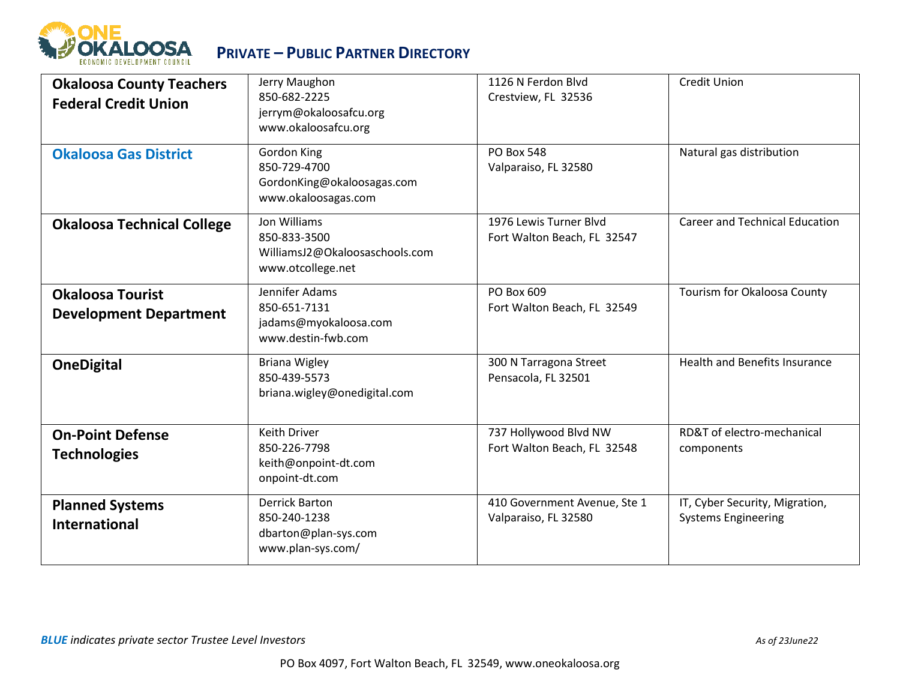## PRIVATE – PUBLIC PARTNER DIRECTORY

| Organization | Contact | Address | Description |
|---|---|---|---|
| **Okaloosa County Teachers Federal Credit Union** | Jerry Maughon<br>850-682-2225<br>jerrym@okaloosafcu.org<br>www.okaloosafcu.org | 1126 N Ferdon Blvd<br>Crestview, FL 32536 | Credit Union |
| **Okaloosa Gas District** | Gordon King<br>850-729-4700<br>GordonKing@okaloosagas.com<br>www.okaloosagas.com | PO Box 548<br>Valparaiso, FL 32580 | Natural gas distribution |
| **Okaloosa Technical College** | Jon Williams<br>850-833-3500<br>WilliamsJ2@Okaloosaschools.com<br>www.otcollege.net | 1976 Lewis Turner Blvd<br>Fort Walton Beach, FL 32547 | Career and Technical Education |
| **Okaloosa Tourist Development Department** | Jennifer Adams<br>850-651-7131<br>jadams@myokaloosa.com<br>www.destin-fwb.com | PO Box 609<br>Fort Walton Beach, FL 32549 | Tourism for Okaloosa County |
| **OneDigital** | Briana Wigley<br>850-439-5573<br>briana.wigley@onedigital.com | 300 N Tarragona Street<br>Pensacola, FL 32501 | Health and Benefits Insurance |
| **On-Point Defense Technologies** | Keith Driver<br>850-226-7798<br>keith@onpoint-dt.com<br>onpoint-dt.com | 737 Hollywood Blvd NW<br>Fort Walton Beach, FL 32548 | RD&T of electro-mechanical components |
| **Planned Systems International** | Derrick Barton<br>850-240-1238<br>dbarton@plan-sys.com<br>www.plan-sys.com/ | 410 Government Avenue, Ste 1<br>Valparaiso, FL 32580 | IT, Cyber Security, Migration, Systems Engineering |

***BLUE** indicates private sector Trustee Level Investors*

*As of 23June22*

PO Box 4097, Fort Walton Beach, FL 32549, www.oneokaloosa.org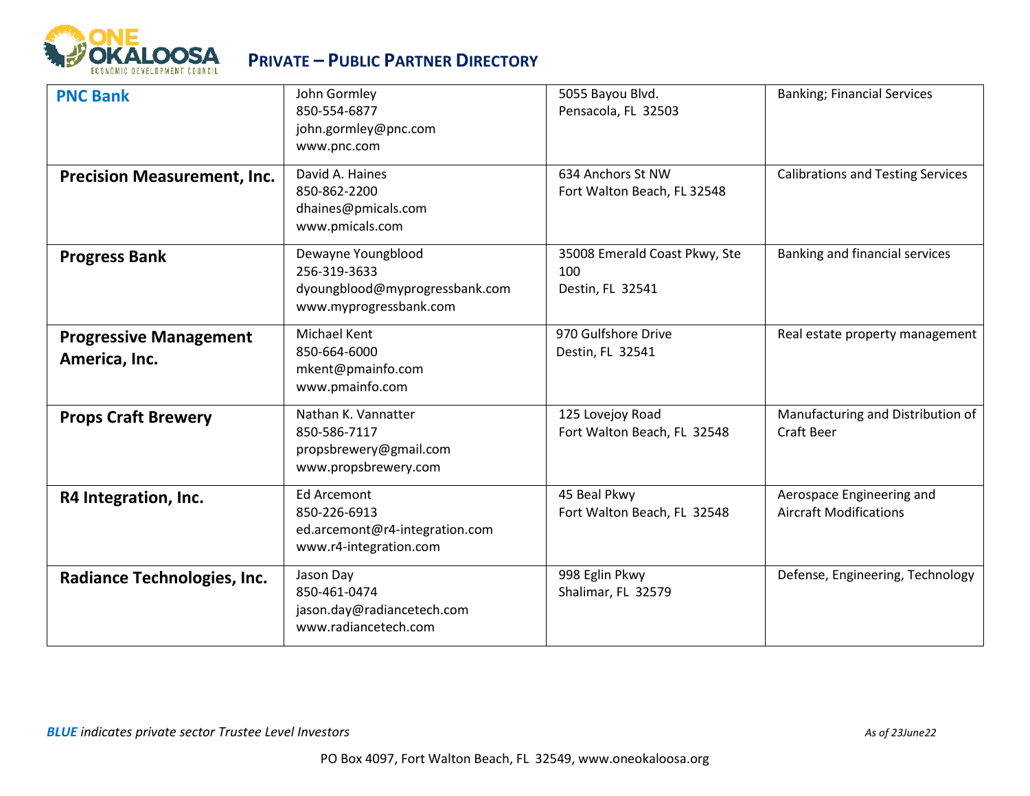## PRIVATE – PUBLIC PARTNER DIRECTORY

| Company | Contact | Address | Services |
|---|---|---|---|
| **PNC Bank** | John Gormley<br>850-554-6877<br>john.gormley@pnc.com<br>www.pnc.com | 5055 Bayou Blvd.<br>Pensacola, FL 32503 | Banking; Financial Services |
| **Precision Measurement, Inc.** | David A. Haines<br>850-862-2200<br>dhaines@pmicals.com<br>www.pmicals.com | 634 Anchors St NW<br>Fort Walton Beach, FL 32548 | Calibrations and Testing Services |
| **Progress Bank** | Dewayne Youngblood<br>256-319-3633<br>dyoungblood@myprogressbank.com<br>www.myprogressbank.com | 35008 Emerald Coast Pkwy, Ste 100<br>Destin, FL 32541 | Banking and financial services |
| **Progressive Management America, Inc.** | Michael Kent<br>850-664-6000<br>mkent@pmainfo.com<br>www.pmainfo.com | 970 Gulfshore Drive<br>Destin, FL 32541 | Real estate property management |
| **Props Craft Brewery** | Nathan K. Vannatter<br>850-586-7117<br>propsbrewery@gmail.com<br>www.propsbrewery.com | 125 Lovejoy Road<br>Fort Walton Beach, FL 32548 | Manufacturing and Distribution of Craft Beer |
| **R4 Integration, Inc.** | Ed Arcemont<br>850-226-6913<br>ed.arcemont@r4-integration.com<br>www.r4-integration.com | 45 Beal Pkwy<br>Fort Walton Beach, FL 32548 | Aerospace Engineering and Aircraft Modifications |
| **Radiance Technologies, Inc.** | Jason Day<br>850-461-0474<br>jason.day@radiancetech.com<br>www.radiancetech.com | 998 Eglin Pkwy<br>Shalimar, FL 32579 | Defense, Engineering, Technology |

***BLUE** indicates private sector Trustee Level Investors*

*As of 23June22*

PO Box 4097, Fort Walton Beach, FL 32549, www.oneokaloosa.org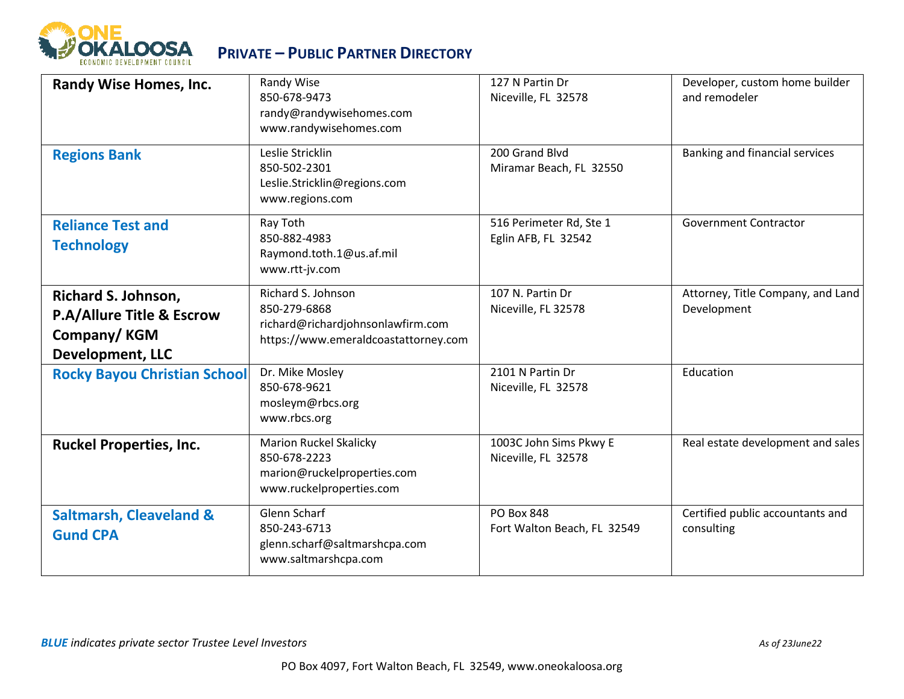## PRIVATE – PUBLIC PARTNER DIRECTORY

| | | | |
|---|---|---|---|
| **Randy Wise Homes, Inc.** | Randy Wise<br>850-678-9473<br>randy@randywisehomes.com<br>www.randywisehomes.com | 127 N Partin Dr<br>Niceville, FL 32578 | Developer, custom home builder and remodeler |
| **Regions Bank** | Leslie Stricklin<br>850-502-2301<br>Leslie.Stricklin@regions.com<br>www.regions.com | 200 Grand Blvd<br>Miramar Beach, FL 32550 | Banking and financial services |
| **Reliance Test and Technology** | Ray Toth<br>850-882-4983<br>Raymond.toth.1@us.af.mil<br>www.rtt-jv.com | 516 Perimeter Rd, Ste 1<br>Eglin AFB, FL 32542 | Government Contractor |
| **Richard S. Johnson, P.A/Allure Title & Escrow Company/ KGM Development, LLC** | Richard S. Johnson<br>850-279-6868<br>richard@richardjohnsonlawfirm.com<br>https://www.emeraldcoastattorney.com | 107 N. Partin Dr<br>Niceville, FL 32578 | Attorney, Title Company, and Land Development |
| **Rocky Bayou Christian School** | Dr. Mike Mosley<br>850-678-9621<br>mosleym@rbcs.org<br>www.rbcs.org | 2101 N Partin Dr<br>Niceville, FL 32578 | Education |
| **Ruckel Properties, Inc.** | Marion Ruckel Skalicky<br>850-678-2223<br>marion@ruckelproperties.com<br>www.ruckelproperties.com | 1003C John Sims Pkwy E<br>Niceville, FL 32578 | Real estate development and sales |
| **Saltmarsh, Cleaveland & Gund CPA** | Glenn Scharf<br>850-243-6713<br>glenn.scharf@saltmarshcpa.com<br>www.saltmarshcpa.com | PO Box 848<br>Fort Walton Beach, FL 32549 | Certified public accountants and consulting |

***BLUE** indicates private sector Trustee Level Investors*

*As of 23June22*

PO Box 4097, Fort Walton Beach, FL 32549, www.oneokaloosa.org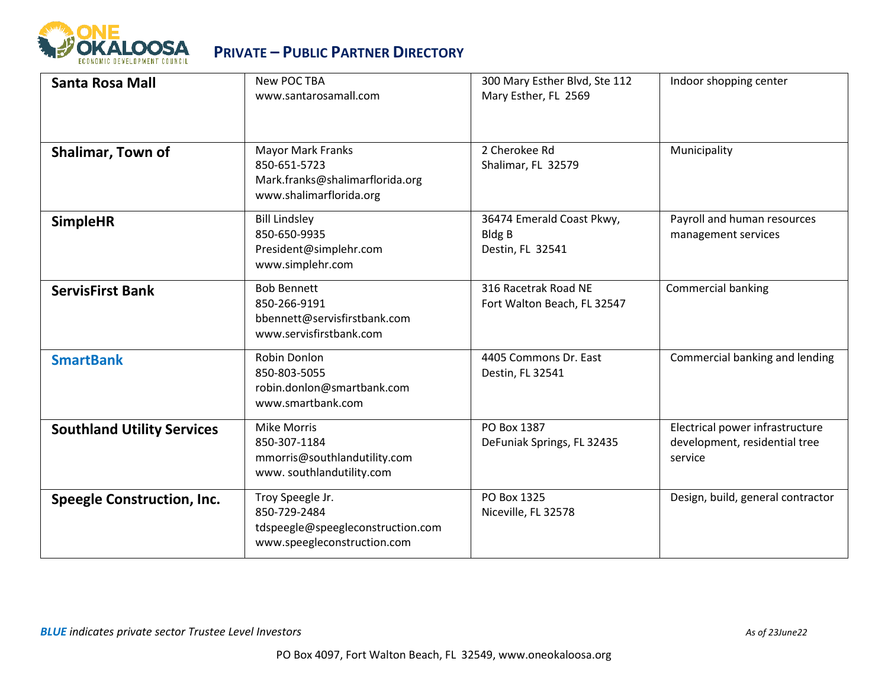## PRIVATE – PUBLIC PARTNER DIRECTORY

| | | | |
|---|---|---|---|
| **Santa Rosa Mall** | New POC TBA<br>www.santarosamall.com | 300 Mary Esther Blvd, Ste 112<br>Mary Esther, FL 2569 | Indoor shopping center |
| **Shalimar, Town of** | Mayor Mark Franks<br>850-651-5723<br>Mark.franks@shalimarflorida.org<br>www.shalimarflorida.org | 2 Cherokee Rd<br>Shalimar, FL 32579 | Municipality |
| **SimpleHR** | Bill Lindsley<br>850-650-9935<br>President@simplehr.com<br>www.simplehr.com | 36474 Emerald Coast Pkwy, Bldg B<br>Destin, FL 32541 | Payroll and human resources management services |
| **ServisFirst Bank** | Bob Bennett<br>850-266-9191<br>bbennett@servisfirstbank.com<br>www.servisfirstbank.com | 316 Racetrak Road NE<br>Fort Walton Beach, FL 32547 | Commercial banking |
| **SmartBank** | Robin Donlon<br>850-803-5055<br>robin.donlon@smartbank.com<br>www.smartbank.com | 4405 Commons Dr. East<br>Destin, FL 32541 | Commercial banking and lending |
| **Southland Utility Services** | Mike Morris<br>850-307-1184<br>mmorris@southlandutility.com<br>www. southlandutility.com | PO Box 1387<br>DeFuniak Springs, FL 32435 | Electrical power infrastructure development, residential tree service |
| **Speegle Construction, Inc.** | Troy Speegle Jr.<br>850-729-2484<br>tdspeegle@speegleconstruction.com<br>www.speegleconstruction.com | PO Box 1325<br>Niceville, FL 32578 | Design, build, general contractor |

***BLUE** indicates private sector Trustee Level Investors*

*As of 23June22*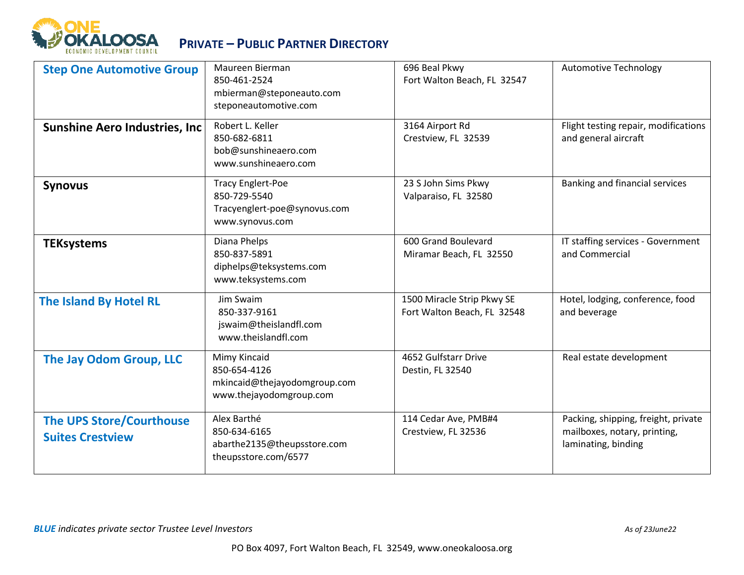# PRIVATE – PUBLIC PARTNER DIRECTORY

| | | | |
|---|---|---|---|
| **Step One Automotive Group** | Maureen Bierman<br>850-461-2524<br>mbierman@steponeauto.com<br>steponeautomotive.com | 696 Beal Pkwy<br>Fort Walton Beach, FL 32547 | Automotive Technology |
| **Sunshine Aero Industries, Inc** | Robert L. Keller<br>850-682-6811<br>bob@sunshineaero.com<br>www.sunshineaero.com | 3164 Airport Rd<br>Crestview, FL 32539 | Flight testing repair, modifications and general aircraft |
| **Synovus** | Tracy Englert-Poe<br>850-729-5540<br>Tracyenglert-poe@synovus.com<br>www.synovus.com | 23 S John Sims Pkwy<br>Valparaiso, FL 32580 | Banking and financial services |
| **TEKsystems** | Diana Phelps<br>850-837-5891<br>diphelps@teksystems.com<br>www.teksystems.com | 600 Grand Boulevard<br>Miramar Beach, FL 32550 | IT staffing services - Government and Commercial |
| **The Island By Hotel RL** | Jim Swaim<br>850-337-9161<br>jswaim@theislandfl.com<br>www.theislandfl.com | 1500 Miracle Strip Pkwy SE<br>Fort Walton Beach, FL 32548 | Hotel, lodging, conference, food and beverage |
| **The Jay Odom Group, LLC** | Mimy Kincaid<br>850-654-4126<br>mkincaid@thejayodomgroup.com<br>www.thejayodomgroup.com | 4652 Gulfstarr Drive<br>Destin, FL 32540 | Real estate development |
| **The UPS Store/Courthouse Suites Crestview** | Alex Barthé<br>850-634-6165<br>abarthe2135@theupsstore.com<br>theupsstore.com/6577 | 114 Cedar Ave, PMB#4<br>Crestview, FL 32536 | Packing, shipping, freight, private mailboxes, notary, printing, laminating, binding |

***BLUE** indicates private sector Trustee Level Investors*

*As of 23June22*

PO Box 4097, Fort Walton Beach, FL 32549, www.oneokaloosa.org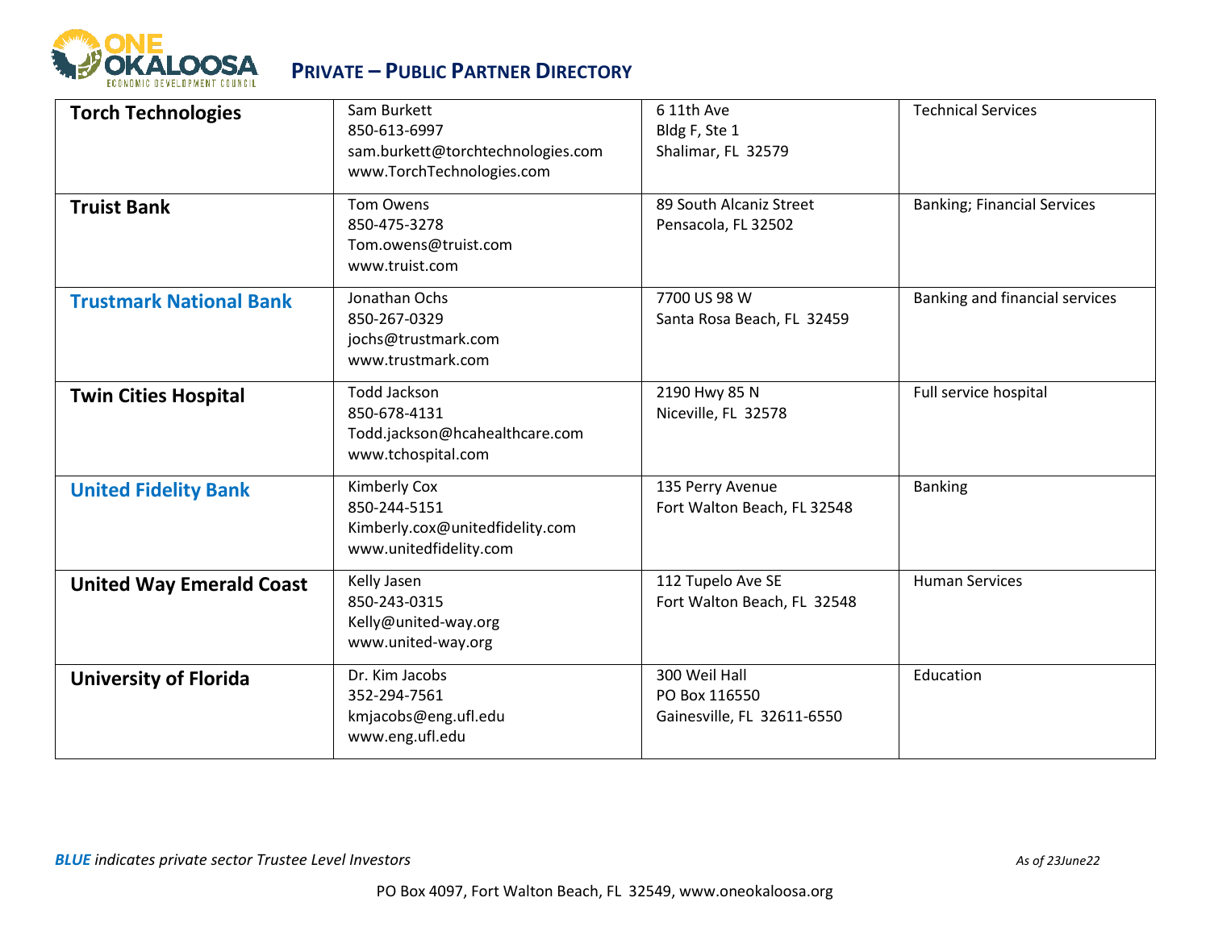## PRIVATE – PUBLIC PARTNER DIRECTORY

| | | | |
|---|---|---|---|
| **Torch Technologies** | Sam Burkett<br>850-613-6997<br>sam.burkett@torchtechnologies.com<br>www.TorchTechnologies.com | 6 11th Ave<br>Bldg F, Ste 1<br>Shalimar, FL 32579 | Technical Services |
| **Truist Bank** | Tom Owens<br>850-475-3278<br>Tom.owens@truist.com<br>www.truist.com | 89 South Alcaniz Street<br>Pensacola, FL 32502 | Banking; Financial Services |
| **Trustmark National Bank** | Jonathan Ochs<br>850-267-0329<br>jochs@trustmark.com<br>www.trustmark.com | 7700 US 98 W<br>Santa Rosa Beach, FL 32459 | Banking and financial services |
| **Twin Cities Hospital** | Todd Jackson<br>850-678-4131<br>Todd.jackson@hcahealthcare.com<br>www.tchospital.com | 2190 Hwy 85 N<br>Niceville, FL 32578 | Full service hospital |
| **United Fidelity Bank** | Kimberly Cox<br>850-244-5151<br>Kimberly.cox@unitedfidelity.com<br>www.unitedfidelity.com | 135 Perry Avenue<br>Fort Walton Beach, FL 32548 | Banking |
| **United Way Emerald Coast** | Kelly Jasen<br>850-243-0315<br>Kelly@united-way.org<br>www.united-way.org | 112 Tupelo Ave SE<br>Fort Walton Beach, FL 32548 | Human Services |
| **University of Florida** | Dr. Kim Jacobs<br>352-294-7561<br>kmjacobs@eng.ufl.edu<br>www.eng.ufl.edu | 300 Weil Hall<br>PO Box 116550<br>Gainesville, FL 32611-6550 | Education |

***BLUE** indicates private sector Trustee Level Investors*

*As of 23June22*

PO Box 4097, Fort Walton Beach, FL 32549, www.oneokaloosa.org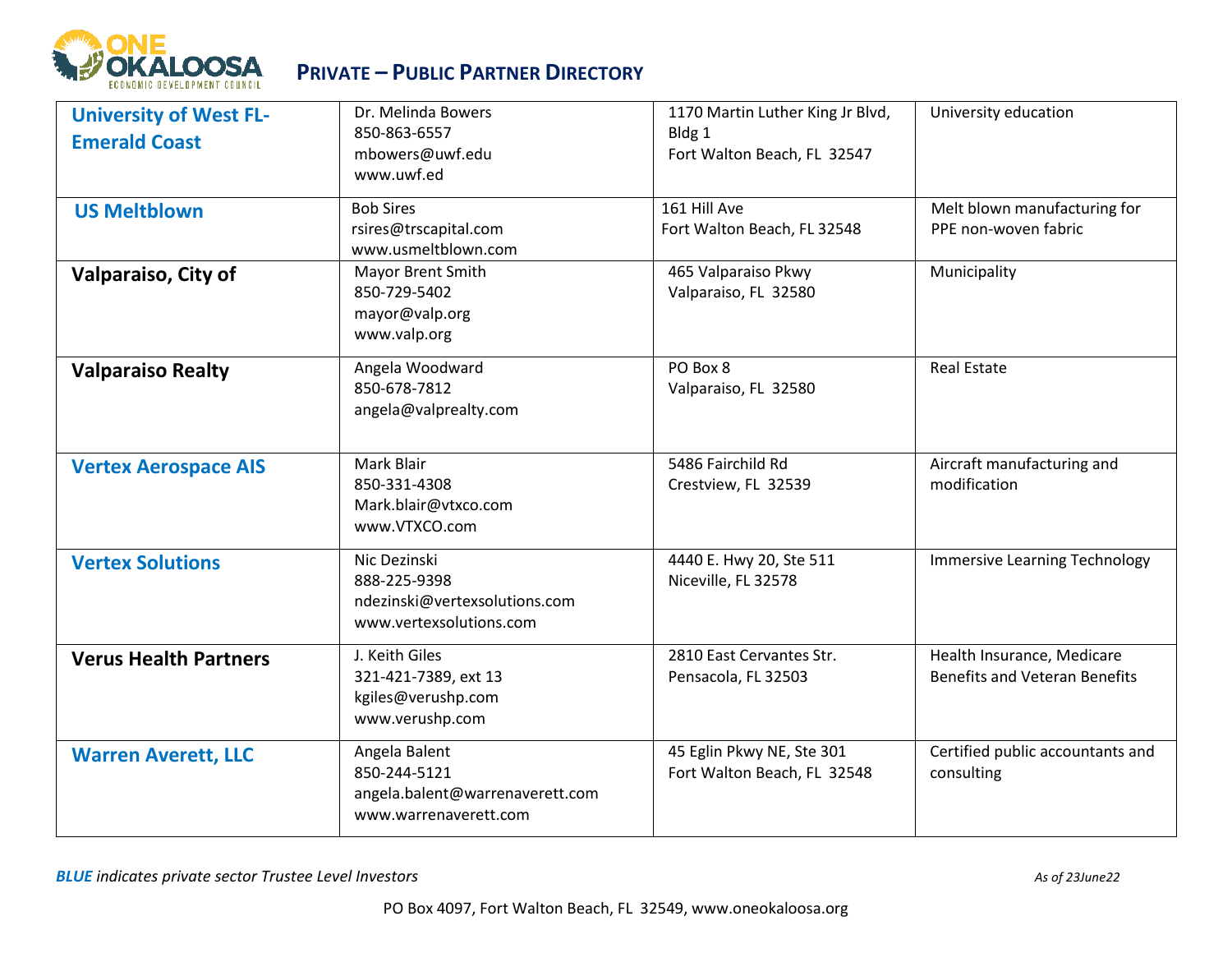# PRIVATE – PUBLIC PARTNER DIRECTORY

| | | | |
|---|---|---|---|
| **University of West FL-Emerald Coast** | Dr. Melinda Bowers<br>850-863-6557<br>mbowers@uwf.edu<br>www.uwf.ed | 1170 Martin Luther King Jr Blvd, Bldg 1<br>Fort Walton Beach, FL 32547 | University education |
| **US Meltblown** | Bob Sires<br>rsires@trscapital.com<br>www.usmeltblown.com | 161 Hill Ave<br>Fort Walton Beach, FL 32548 | Melt blown manufacturing for PPE non-woven fabric |
| **Valparaiso, City of** | Mayor Brent Smith<br>850-729-5402<br>mayor@valp.org<br>www.valp.org | 465 Valparaiso Pkwy<br>Valparaiso, FL 32580 | Municipality |
| **Valparaiso Realty** | Angela Woodward<br>850-678-7812<br>angela@valprealty.com | PO Box 8<br>Valparaiso, FL 32580 | Real Estate |
| **Vertex Aerospace AIS** | Mark Blair<br>850-331-4308<br>Mark.blair@vtxco.com<br>www.VTXCO.com | 5486 Fairchild Rd<br>Crestview, FL 32539 | Aircraft manufacturing and modification |
| **Vertex Solutions** | Nic Dezinski<br>888-225-9398<br>ndezinski@vertexsolutions.com<br>www.vertexsolutions.com | 4440 E. Hwy 20, Ste 511<br>Niceville, FL 32578 | Immersive Learning Technology |
| **Verus Health Partners** | J. Keith Giles<br>321-421-7389, ext 13<br>kgiles@verushp.com<br>www.verushp.com | 2810 East Cervantes Str.<br>Pensacola, FL 32503 | Health Insurance, Medicare Benefits and Veteran Benefits |
| **Warren Averett, LLC** | Angela Balent<br>850-244-5121<br>angela.balent@warrenaverett.com<br>www.warrenaverett.com | 45 Eglin Pkwy NE, Ste 301<br>Fort Walton Beach, FL 32548 | Certified public accountants and consulting |

***BLUE** indicates private sector Trustee Level Investors*

*As of 23June22*

PO Box 4097, Fort Walton Beach, FL 32549, www.oneokaloosa.org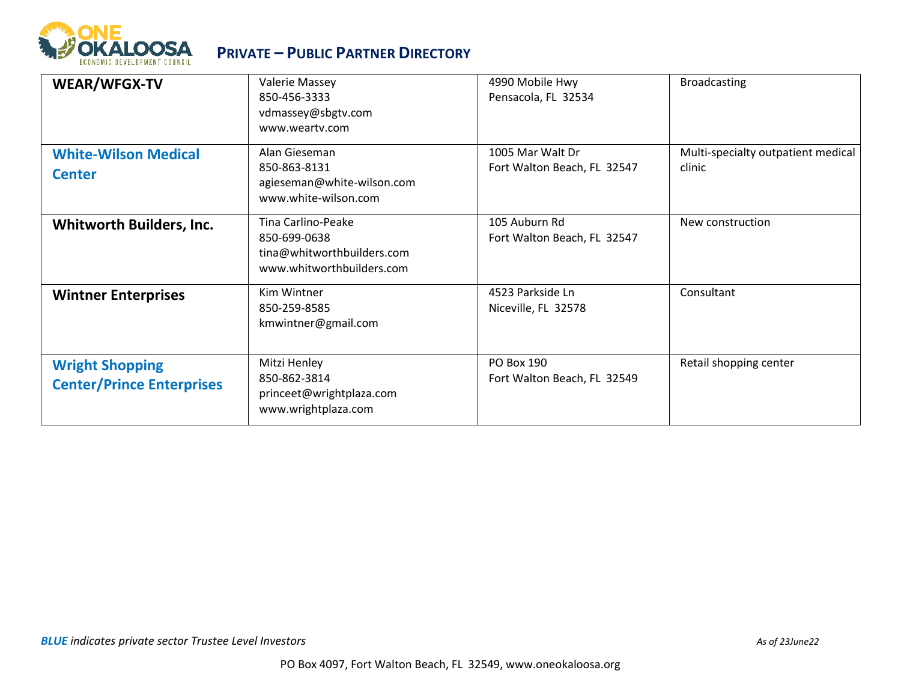## PRIVATE – PUBLIC PARTNER DIRECTORY

| | | | |
|---|---|---|---|
| **WEAR/WFGX-TV** | Valerie Massey<br>850-456-3333<br>vdmassey@sbgtv.com<br>www.weartv.com | 4990 Mobile Hwy<br>Pensacola, FL 32534 | Broadcasting |
| **White-Wilson Medical Center** | Alan Gieseman<br>850-863-8131<br>agieseman@white-wilson.com<br>www.white-wilson.com | 1005 Mar Walt Dr<br>Fort Walton Beach, FL 32547 | Multi-specialty outpatient medical clinic |
| **Whitworth Builders, Inc.** | Tina Carlino-Peake<br>850-699-0638<br>tina@whitworthbuilders.com<br>www.whitworthbuilders.com | 105 Auburn Rd<br>Fort Walton Beach, FL 32547 | New construction |
| **Wintner Enterprises** | Kim Wintner<br>850-259-8585<br>kmwintner@gmail.com | 4523 Parkside Ln<br>Niceville, FL 32578 | Consultant |
| **Wright Shopping Center/Prince Enterprises** | Mitzi Henley<br>850-862-3814<br>princeet@wrightplaza.com<br>www.wrightplaza.com | PO Box 190<br>Fort Walton Beach, FL 32549 | Retail shopping center |

***BLUE** indicates private sector Trustee Level Investors*

*As of 23June22*

PO Box 4097, Fort Walton Beach, FL 32549, www.oneokaloosa.org